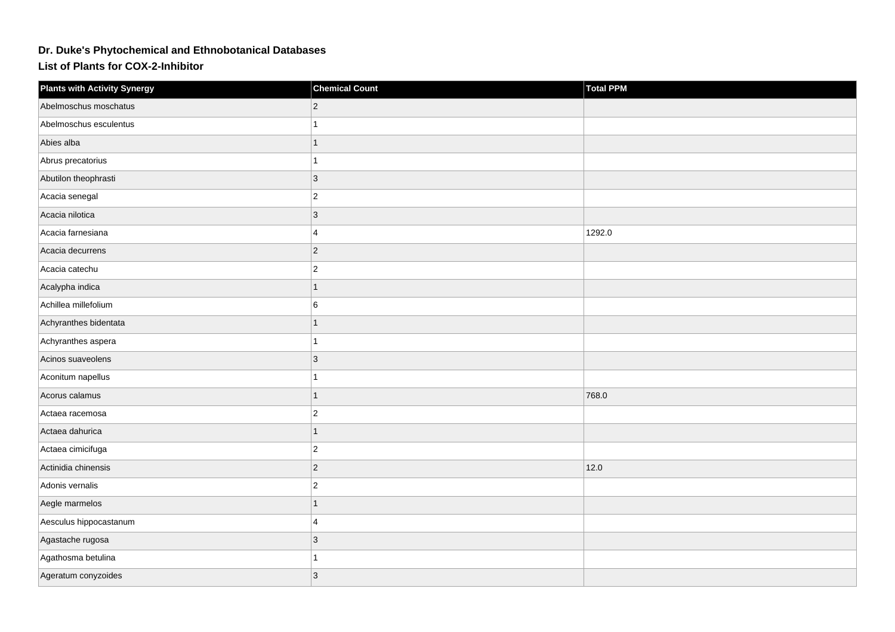# Dr. Duke's Phytochemical and Ethnobotanical Databases

## List of Plants for COX-2-Inhibitor

| Plants with Activity Synergy | Chemical Count | Total PPM |
| --- | --- | --- |
| Abelmoschus moschatus | 2 | |
| Abelmoschus esculentus | 1 | |
| Abies alba | 1 | |
| Abrus precatorius | 1 | |
| Abutilon theophrasti | 3 | |
| Acacia senegal | 2 | |
| Acacia nilotica | 3 | |
| Acacia farnesiana | 4 | 1292.0 |
| Acacia decurrens | 2 | |
| Acacia catechu | 2 | |
| Acalypha indica | 1 | |
| Achillea millefolium | 6 | |
| Achyranthes bidentata | 1 | |
| Achyranthes aspera | 1 | |
| Acinos suaveolens | 3 | |
| Aconitum napellus | 1 | |
| Acorus calamus | 1 | 768.0 |
| Actaea racemosa | 2 | |
| Actaea dahurica | 1 | |
| Actaea cimicifuga | 2 | |
| Actinidia chinensis | 2 | 12.0 |
| Adonis vernalis | 2 | |
| Aegle marmelos | 1 | |
| Aesculus hippocastanum | 4 | |
| Agastache rugosa | 3 | |
| Agathosma betulina | 1 | |
| Ageratum conyzoides | 3 | |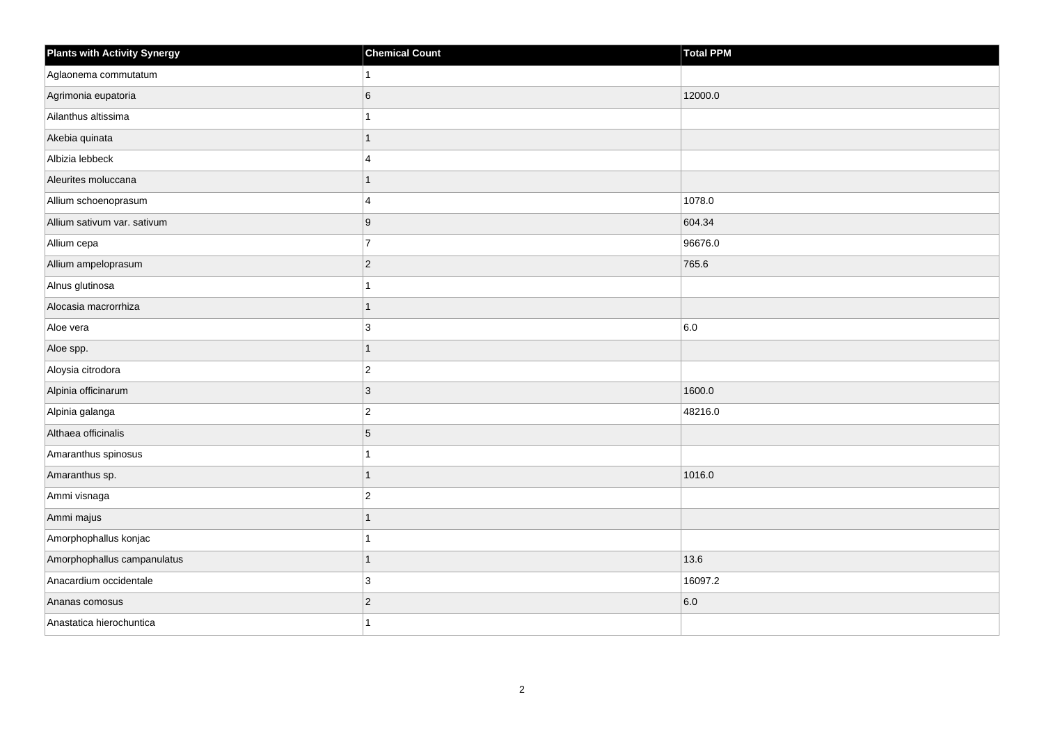| Plants with Activity Synergy | Chemical Count | Total PPM |
| --- | --- | --- |
| Aglaonema commutatum | 1 | |
| Agrimonia eupatoria | 6 | 12000.0 |
| Ailanthus altissima | 1 | |
| Akebia quinata | 1 | |
| Albizia lebbeck | 4 | |
| Aleurites moluccana | 1 | |
| Allium schoenoprasum | 4 | 1078.0 |
| Allium sativum var. sativum | 9 | 604.34 |
| Allium cepa | 7 | 96676.0 |
| Allium ampeloprasum | 2 | 765.6 |
| Alnus glutinosa | 1 | |
| Alocasia macrorrhiza | 1 | |
| Aloe vera | 3 | 6.0 |
| Aloe spp. | 1 | |
| Aloysia citrodora | 2 | |
| Alpinia officinarum | 3 | 1600.0 |
| Alpinia galanga | 2 | 48216.0 |
| Althaea officinalis | 5 | |
| Amaranthus spinosus | 1 | |
| Amaranthus sp. | 1 | 1016.0 |
| Ammi visnaga | 2 | |
| Ammi majus | 1 | |
| Amorphophallus konjac | 1 | |
| Amorphophallus campanulatus | 1 | 13.6 |
| Anacardium occidentale | 3 | 16097.2 |
| Ananas comosus | 2 | 6.0 |
| Anastatica hierochuntica | 1 | |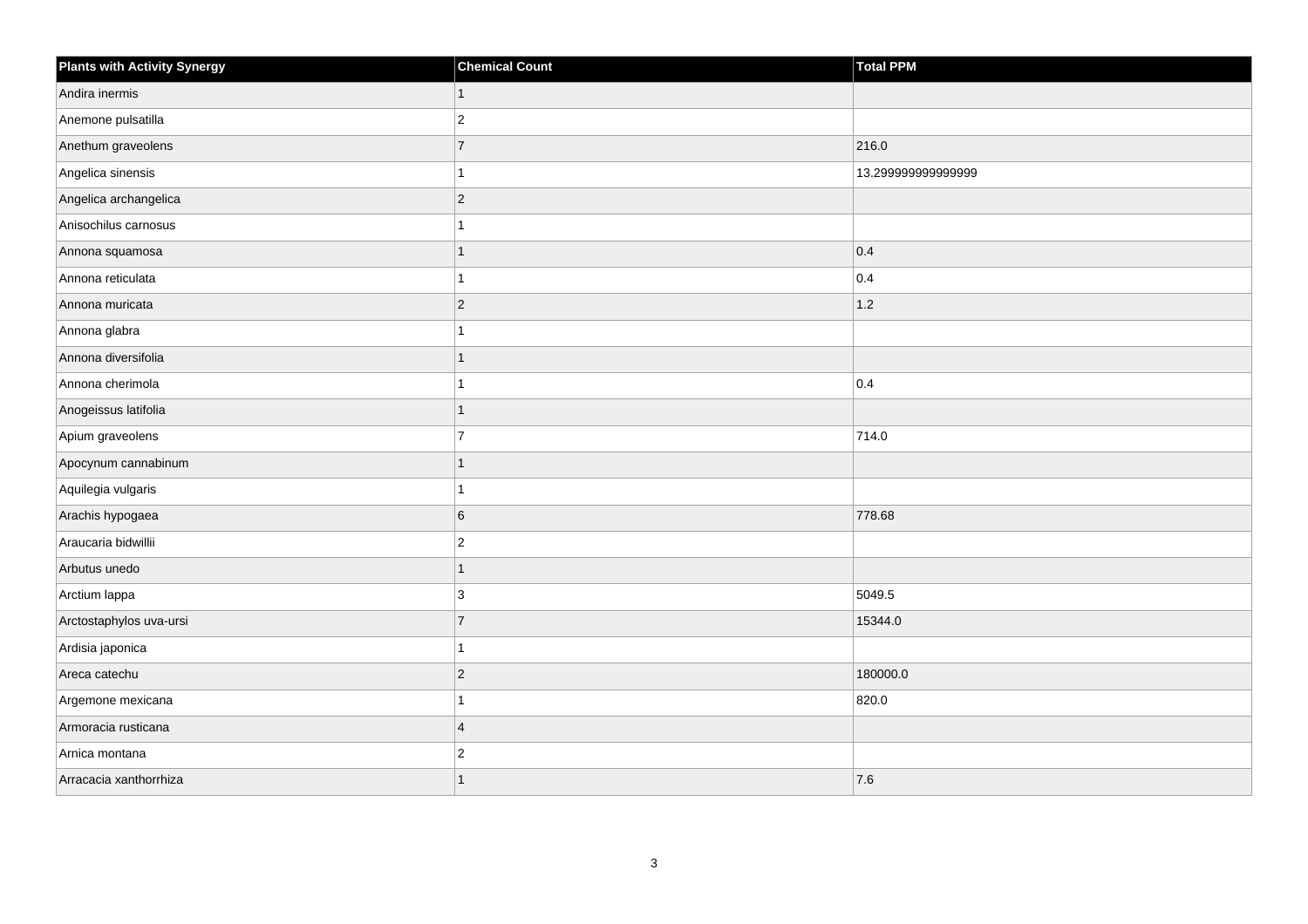| Plants with Activity Synergy | Chemical Count | Total PPM |
| --- | --- | --- |
| Andira inermis | 1 | |
| Anemone pulsatilla | 2 | |
| Anethum graveolens | 7 | 216.0 |
| Angelica sinensis | 1 | 13.299999999999999 |
| Angelica archangelica | 2 | |
| Anisochilus carnosus | 1 | |
| Annona squamosa | 1 | 0.4 |
| Annona reticulata | 1 | 0.4 |
| Annona muricata | 2 | 1.2 |
| Annona glabra | 1 | |
| Annona diversifolia | 1 | |
| Annona cherimola | 1 | 0.4 |
| Anogeissus latifolia | 1 | |
| Apium graveolens | 7 | 714.0 |
| Apocynum cannabinum | 1 | |
| Aquilegia vulgaris | 1 | |
| Arachis hypogaea | 6 | 778.68 |
| Araucaria bidwillii | 2 | |
| Arbutus unedo | 1 | |
| Arctium lappa | 3 | 5049.5 |
| Arctostaphylos uva-ursi | 7 | 15344.0 |
| Ardisia japonica | 1 | |
| Areca catechu | 2 | 180000.0 |
| Argemone mexicana | 1 | 820.0 |
| Armoracia rusticana | 4 | |
| Arnica montana | 2 | |
| Arracacia xanthorrhiza | 1 | 7.6 |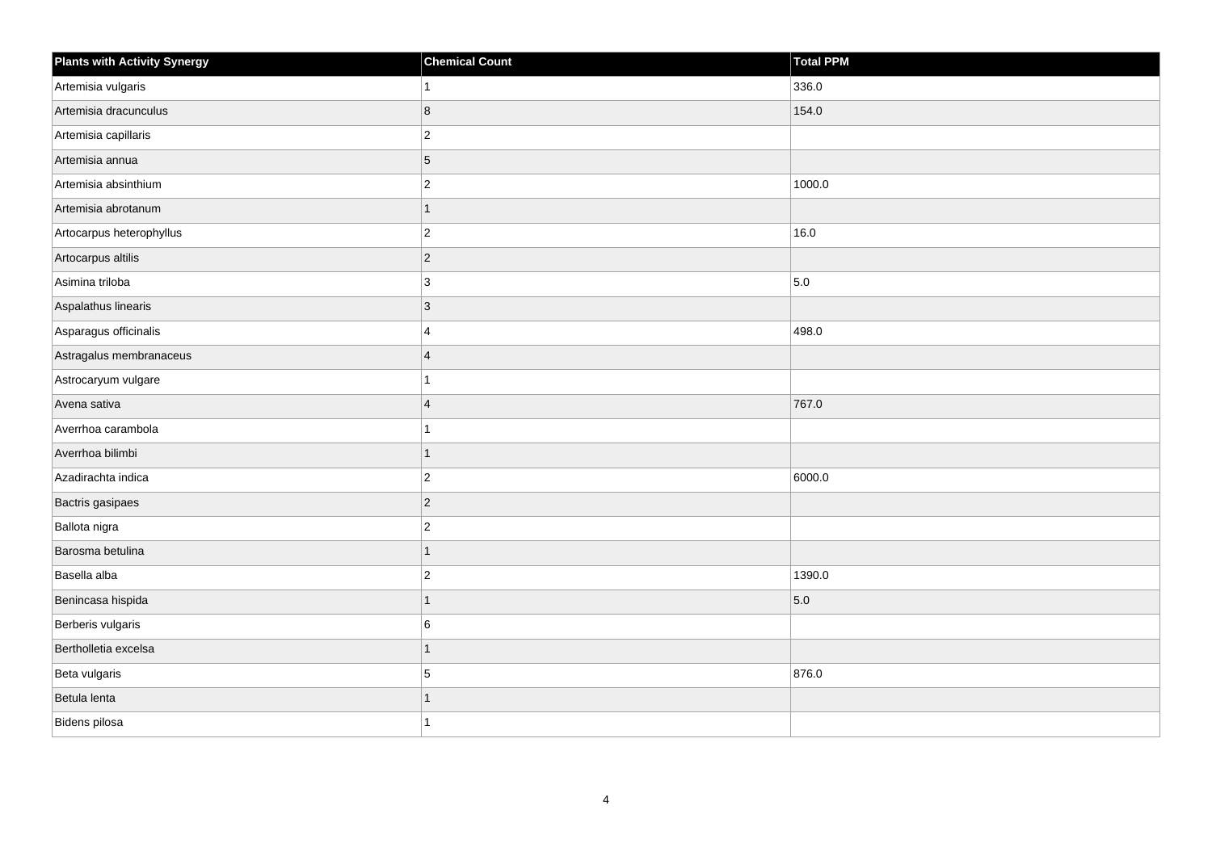| Plants with Activity Synergy | Chemical Count | Total PPM |
|---|---|---|
| Artemisia vulgaris | 1 | 336.0 |
| Artemisia dracunculus | 8 | 154.0 |
| Artemisia capillaris | 2 | |
| Artemisia annua | 5 | |
| Artemisia absinthium | 2 | 1000.0 |
| Artemisia abrotanum | 1 | |
| Artocarpus heterophyllus | 2 | 16.0 |
| Artocarpus altilis | 2 | |
| Asimina triloba | 3 | 5.0 |
| Aspalathus linearis | 3 | |
| Asparagus officinalis | 4 | 498.0 |
| Astragalus membranaceus | 4 | |
| Astrocaryum vulgare | 1 | |
| Avena sativa | 4 | 767.0 |
| Averrhoa carambola | 1 | |
| Averrhoa bilimbi | 1 | |
| Azadirachta indica | 2 | 6000.0 |
| Bactris gasipaes | 2 | |
| Ballota nigra | 2 | |
| Barosma betulina | 1 | |
| Basella alba | 2 | 1390.0 |
| Benincasa hispida | 1 | 5.0 |
| Berberis vulgaris | 6 | |
| Bertholletia excelsa | 1 | |
| Beta vulgaris | 5 | 876.0 |
| Betula lenta | 1 | |
| Bidens pilosa | 1 | |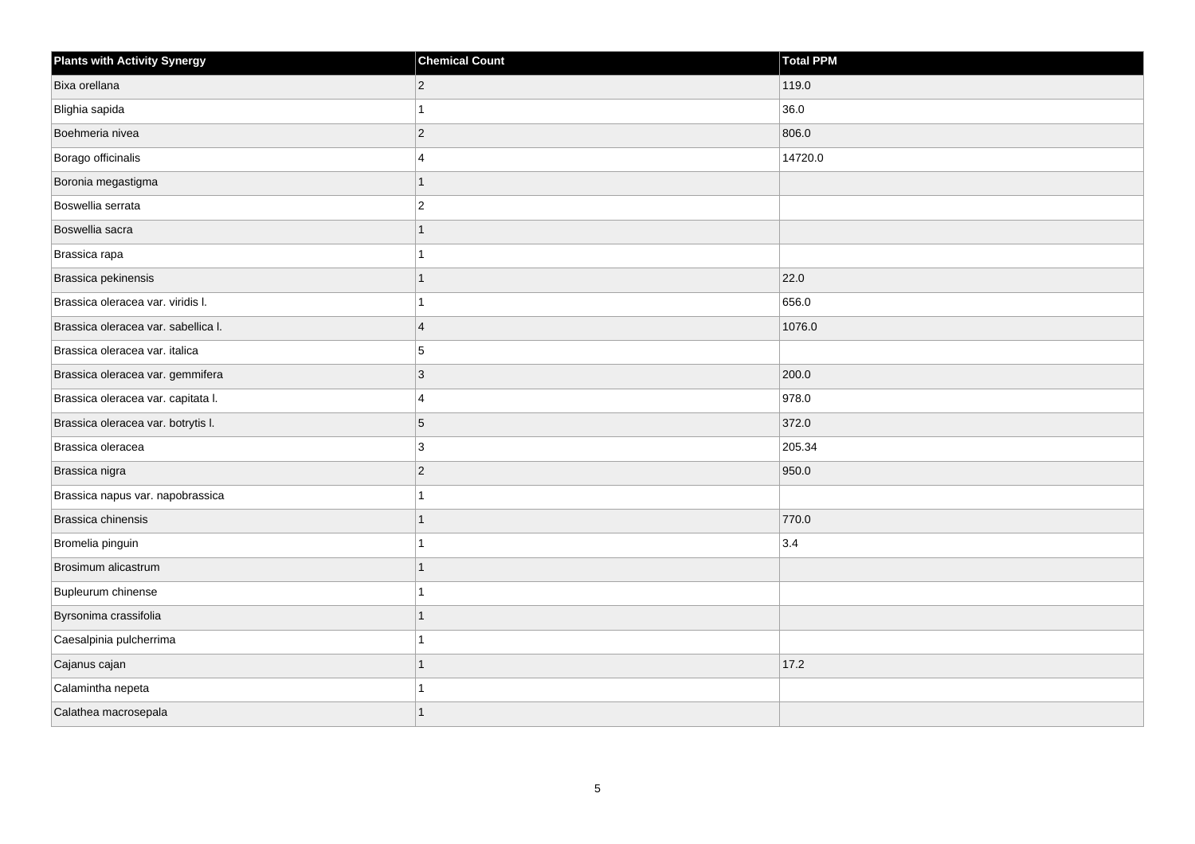| Plants with Activity Synergy | Chemical Count | Total PPM |
| --- | --- | --- |
| Bixa orellana | 2 | 119.0 |
| Blighia sapida | 1 | 36.0 |
| Boehmeria nivea | 2 | 806.0 |
| Borago officinalis | 4 | 14720.0 |
| Boronia megastigma | 1 | |
| Boswellia serrata | 2 | |
| Boswellia sacra | 1 | |
| Brassica rapa | 1 | |
| Brassica pekinensis | 1 | 22.0 |
| Brassica oleracea var. viridis l. | 1 | 656.0 |
| Brassica oleracea var. sabellica l. | 4 | 1076.0 |
| Brassica oleracea var. italica | 5 | |
| Brassica oleracea var. gemmifera | 3 | 200.0 |
| Brassica oleracea var. capitata l. | 4 | 978.0 |
| Brassica oleracea var. botrytis l. | 5 | 372.0 |
| Brassica oleracea | 3 | 205.34 |
| Brassica nigra | 2 | 950.0 |
| Brassica napus var. napobrassica | 1 | |
| Brassica chinensis | 1 | 770.0 |
| Bromelia pinguin | 1 | 3.4 |
| Brosimum alicastrum | 1 | |
| Bupleurum chinense | 1 | |
| Byrsonima crassifolia | 1 | |
| Caesalpinia pulcherrima | 1 | |
| Cajanus cajan | 1 | 17.2 |
| Calamintha nepeta | 1 | |
| Calathea macrosepala | 1 | |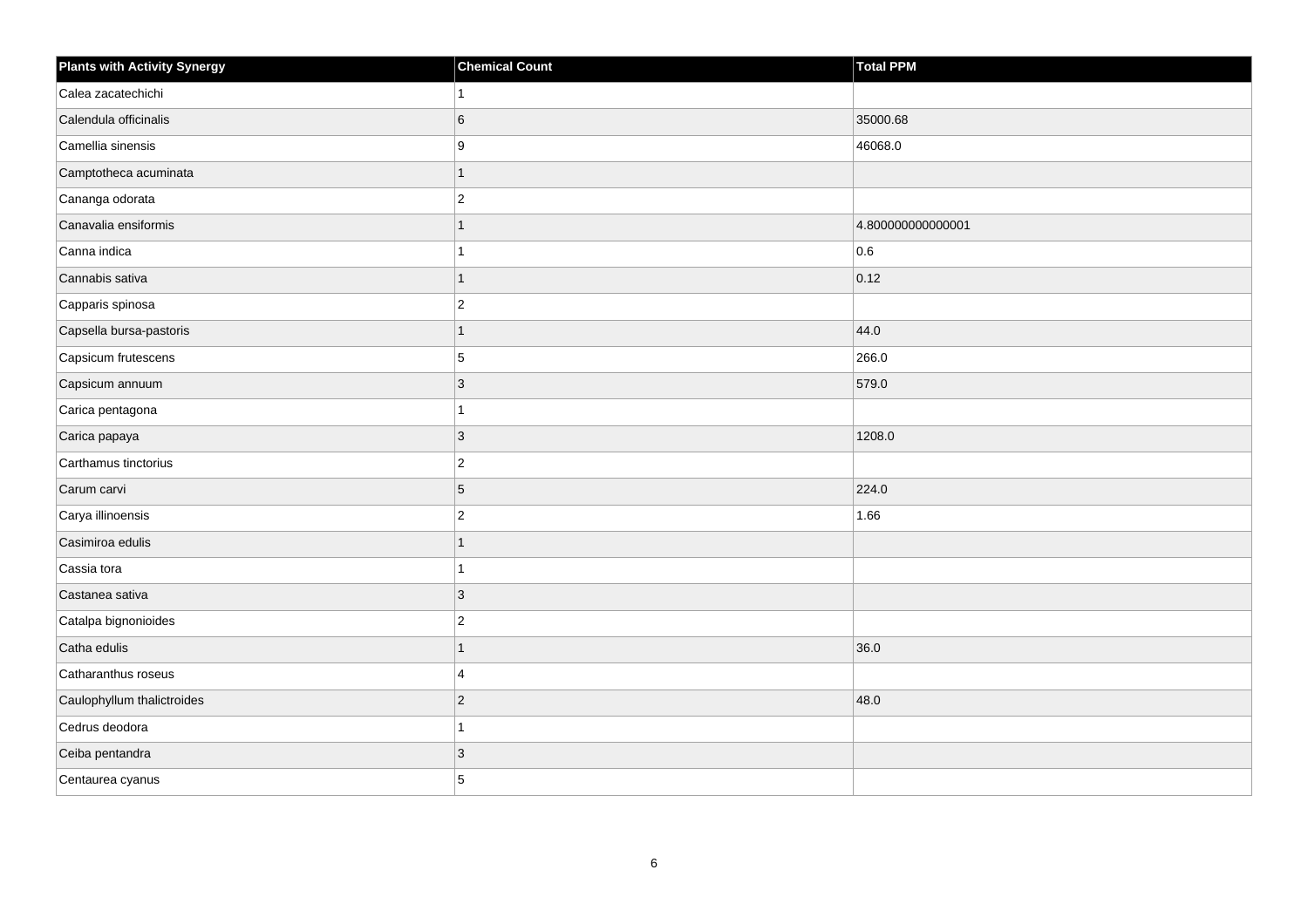| Plants with Activity Synergy | Chemical Count | Total PPM |
| --- | --- | --- |
| Calea zacatechichi | 1 | |
| Calendula officinalis | 6 | 35000.68 |
| Camellia sinensis | 9 | 46068.0 |
| Camptotheca acuminata | 1 | |
| Cananga odorata | 2 | |
| Canavalia ensiformis | 1 | 4.800000000000001 |
| Canna indica | 1 | 0.6 |
| Cannabis sativa | 1 | 0.12 |
| Capparis spinosa | 2 | |
| Capsella bursa-pastoris | 1 | 44.0 |
| Capsicum frutescens | 5 | 266.0 |
| Capsicum annuum | 3 | 579.0 |
| Carica pentagona | 1 | |
| Carica papaya | 3 | 1208.0 |
| Carthamus tinctorius | 2 | |
| Carum carvi | 5 | 224.0 |
| Carya illinoensis | 2 | 1.66 |
| Casimiroa edulis | 1 | |
| Cassia tora | 1 | |
| Castanea sativa | 3 | |
| Catalpa bignonioides | 2 | |
| Catha edulis | 1 | 36.0 |
| Catharanthus roseus | 4 | |
| Caulophyllum thalictroides | 2 | 48.0 |
| Cedrus deodora | 1 | |
| Ceiba pentandra | 3 | |
| Centaurea cyanus | 5 | |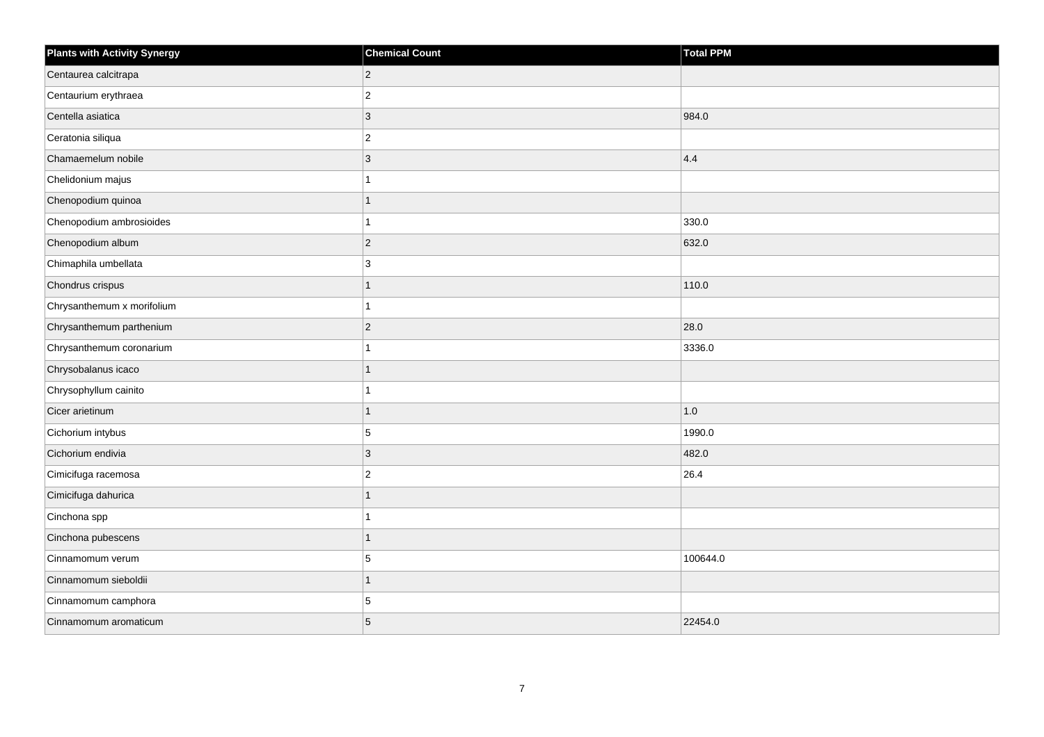| Plants with Activity Synergy | Chemical Count | Total PPM |
| --- | --- | --- |
| Centaurea calcitrapa | 2 | |
| Centaurium erythraea | 2 | |
| Centella asiatica | 3 | 984.0 |
| Ceratonia siliqua | 2 | |
| Chamaemelum nobile | 3 | 4.4 |
| Chelidonium majus | 1 | |
| Chenopodium quinoa | 1 | |
| Chenopodium ambrosioides | 1 | 330.0 |
| Chenopodium album | 2 | 632.0 |
| Chimaphila umbellata | 3 | |
| Chondrus crispus | 1 | 110.0 |
| Chrysanthemum x morifolium | 1 | |
| Chrysanthemum parthenium | 2 | 28.0 |
| Chrysanthemum coronarium | 1 | 3336.0 |
| Chrysobalanus icaco | 1 | |
| Chrysophyllum cainito | 1 | |
| Cicer arietinum | 1 | 1.0 |
| Cichorium intybus | 5 | 1990.0 |
| Cichorium endivia | 3 | 482.0 |
| Cimicifuga racemosa | 2 | 26.4 |
| Cimicifuga dahurica | 1 | |
| Cinchona spp | 1 | |
| Cinchona pubescens | 1 | |
| Cinnamomum verum | 5 | 100644.0 |
| Cinnamomum sieboldii | 1 | |
| Cinnamomum camphora | 5 | |
| Cinnamomum aromaticum | 5 | 22454.0 |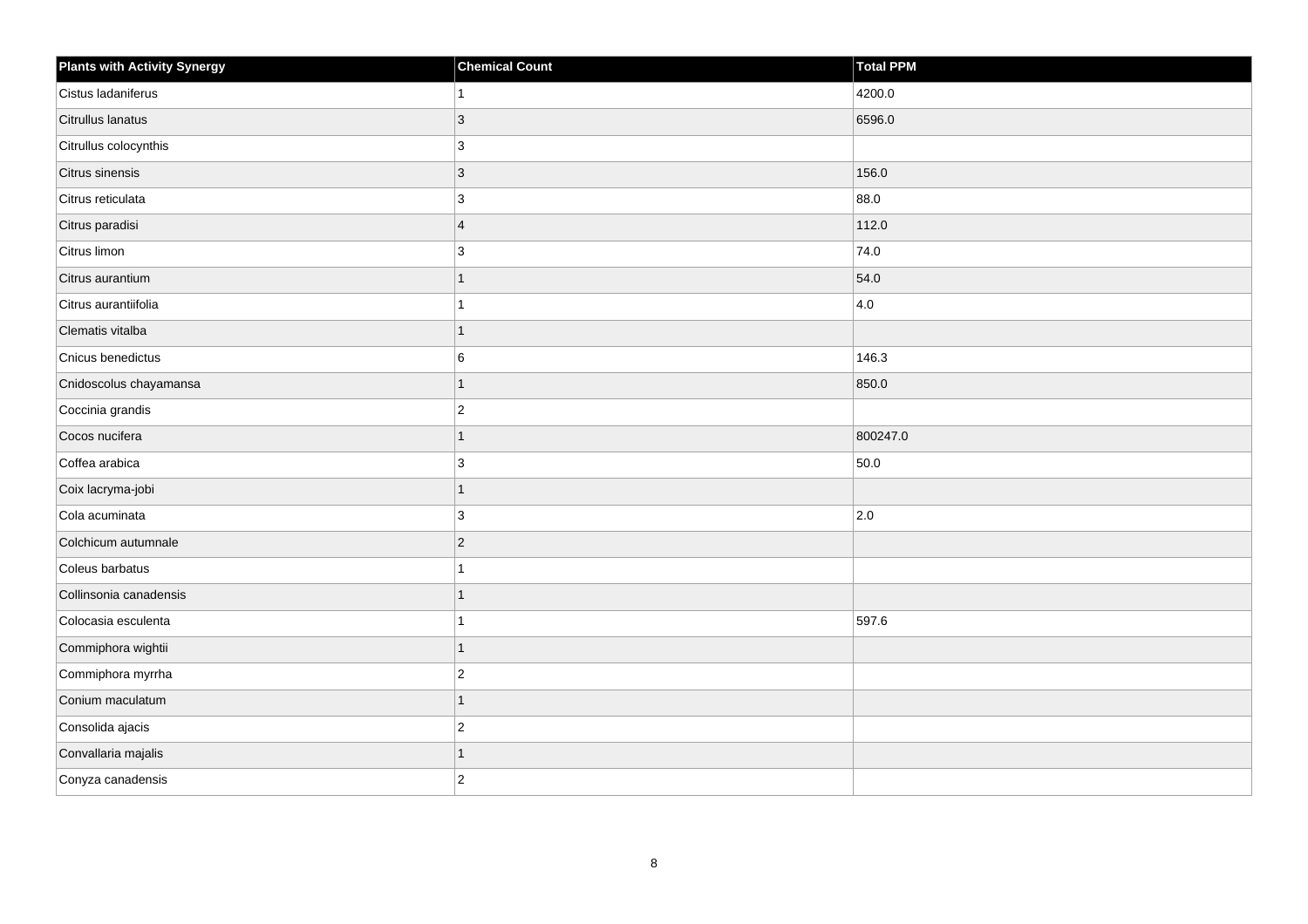| Plants with Activity Synergy | Chemical Count | Total PPM |
|---|---|---|
| Cistus ladaniferus | 1 | 4200.0 |
| Citrullus lanatus | 3 | 6596.0 |
| Citrullus colocynthis | 3 | |
| Citrus sinensis | 3 | 156.0 |
| Citrus reticulata | 3 | 88.0 |
| Citrus paradisi | 4 | 112.0 |
| Citrus limon | 3 | 74.0 |
| Citrus aurantium | 1 | 54.0 |
| Citrus aurantiifolia | 1 | 4.0 |
| Clematis vitalba | 1 | |
| Cnicus benedictus | 6 | 146.3 |
| Cnidoscolus chayamansa | 1 | 850.0 |
| Coccinia grandis | 2 | |
| Cocos nucifera | 1 | 800247.0 |
| Coffea arabica | 3 | 50.0 |
| Coix lacryma-jobi | 1 | |
| Cola acuminata | 3 | 2.0 |
| Colchicum autumnale | 2 | |
| Coleus barbatus | 1 | |
| Collinsonia canadensis | 1 | |
| Colocasia esculenta | 1 | 597.6 |
| Commiphora wightii | 1 | |
| Commiphora myrrha | 2 | |
| Conium maculatum | 1 | |
| Consolida ajacis | 2 | |
| Convallaria majalis | 1 | |
| Conyza canadensis | 2 | |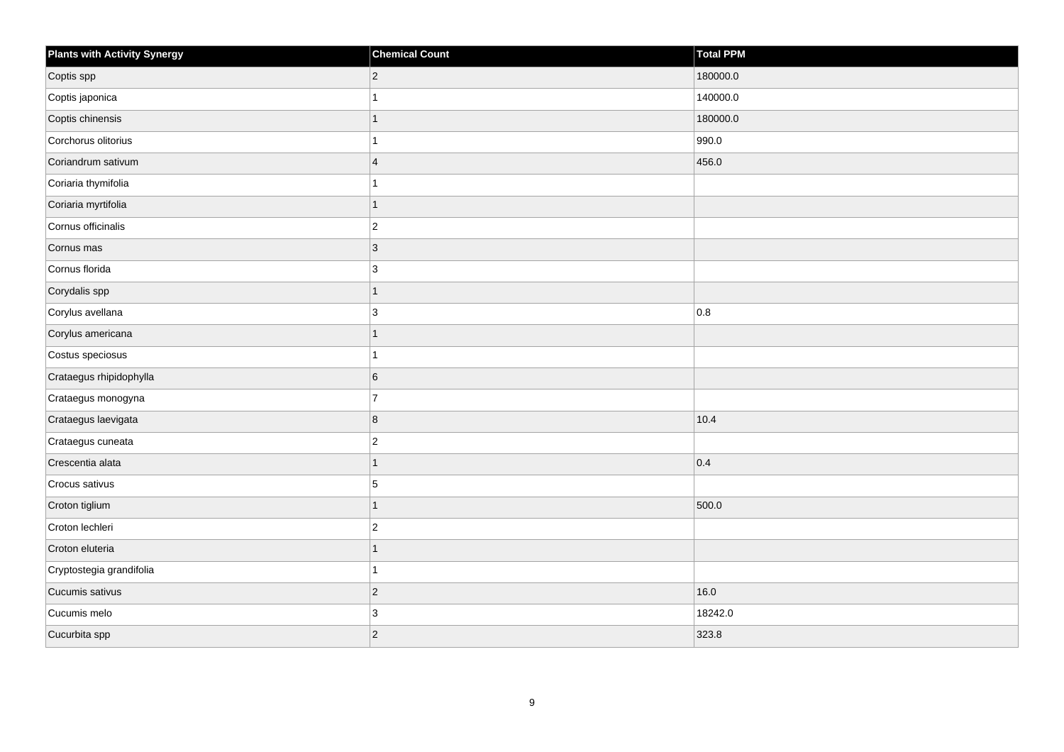| Plants with Activity Synergy | Chemical Count | Total PPM |
| --- | --- | --- |
| Coptis spp | 2 | 180000.0 |
| Coptis japonica | 1 | 140000.0 |
| Coptis chinensis | 1 | 180000.0 |
| Corchorus olitorius | 1 | 990.0 |
| Coriandrum sativum | 4 | 456.0 |
| Coriaria thymifolia | 1 | |
| Coriaria myrtifolia | 1 | |
| Cornus officinalis | 2 | |
| Cornus mas | 3 | |
| Cornus florida | 3 | |
| Corydalis spp | 1 | |
| Corylus avellana | 3 | 0.8 |
| Corylus americana | 1 | |
| Costus speciosus | 1 | |
| Crataegus rhipidophylla | 6 | |
| Crataegus monogyna | 7 | |
| Crataegus laevigata | 8 | 10.4 |
| Crataegus cuneata | 2 | |
| Crescentia alata | 1 | 0.4 |
| Crocus sativus | 5 | |
| Croton tiglium | 1 | 500.0 |
| Croton lechleri | 2 | |
| Croton eluteria | 1 | |
| Cryptostegia grandifolia | 1 | |
| Cucumis sativus | 2 | 16.0 |
| Cucumis melo | 3 | 18242.0 |
| Cucurbita spp | 2 | 323.8 |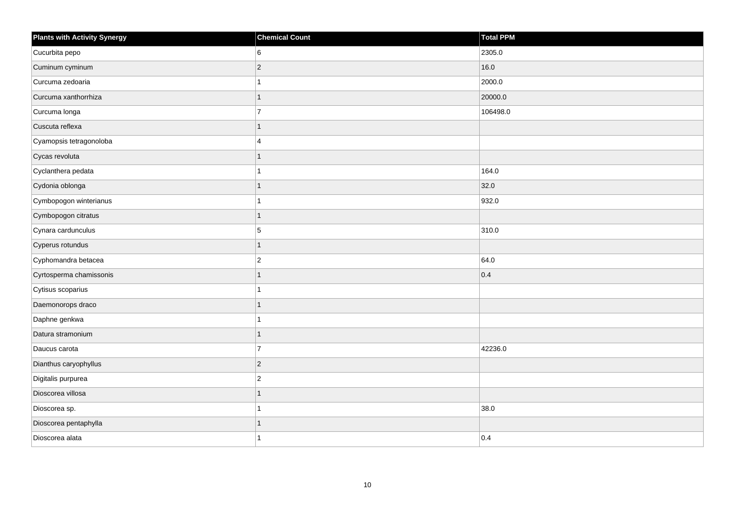| Plants with Activity Synergy | Chemical Count | Total PPM |
|---|---|---|
| Cucurbita pepo | 6 | 2305.0 |
| Cuminum cyminum | 2 | 16.0 |
| Curcuma zedoaria | 1 | 2000.0 |
| Curcuma xanthorrhiza | 1 | 20000.0 |
| Curcuma longa | 7 | 106498.0 |
| Cuscuta reflexa | 1 | |
| Cyamopsis tetragonoloba | 4 | |
| Cycas revoluta | 1 | |
| Cyclanthera pedata | 1 | 164.0 |
| Cydonia oblonga | 1 | 32.0 |
| Cymbopogon winterianus | 1 | 932.0 |
| Cymbopogon citratus | 1 | |
| Cynara cardunculus | 5 | 310.0 |
| Cyperus rotundus | 1 | |
| Cyphomandra betacea | 2 | 64.0 |
| Cyrtosperma chamissonis | 1 | 0.4 |
| Cytisus scoparius | 1 | |
| Daemonorops draco | 1 | |
| Daphne genkwa | 1 | |
| Datura stramonium | 1 | |
| Daucus carota | 7 | 42236.0 |
| Dianthus caryophyllus | 2 | |
| Digitalis purpurea | 2 | |
| Dioscorea villosa | 1 | |
| Dioscorea sp. | 1 | 38.0 |
| Dioscorea pentaphylla | 1 | |
| Dioscorea alata | 1 | 0.4 |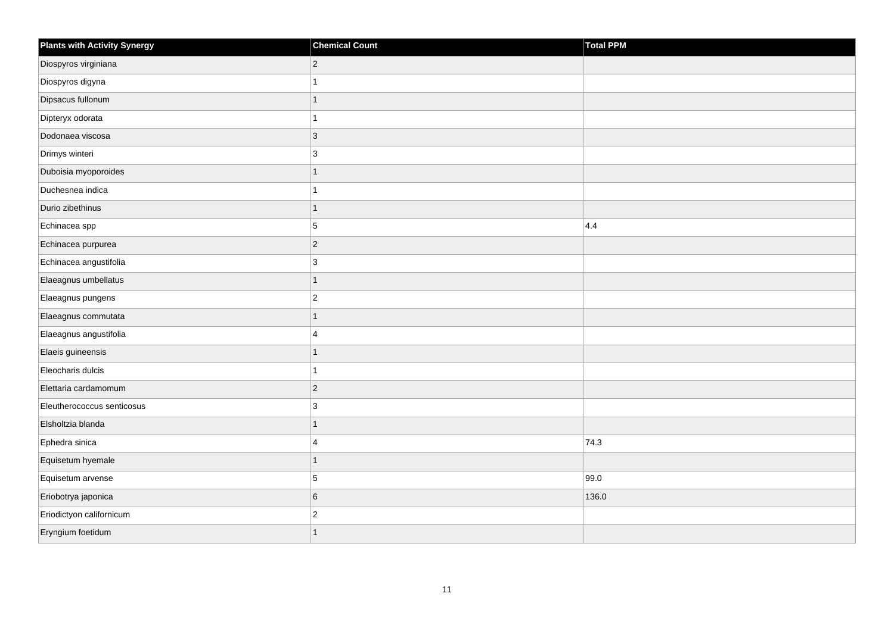| Plants with Activity Synergy | Chemical Count | Total PPM |
| --- | --- | --- |
| Diospyros virginiana | 2 | |
| Diospyros digyna | 1 | |
| Dipsacus fullonum | 1 | |
| Dipteryx odorata | 1 | |
| Dodonaea viscosa | 3 | |
| Drimys winteri | 3 | |
| Duboisia myoporoides | 1 | |
| Duchesnea indica | 1 | |
| Durio zibethinus | 1 | |
| Echinacea spp | 5 | 4.4 |
| Echinacea purpurea | 2 | |
| Echinacea angustifolia | 3 | |
| Elaeagnus umbellatus | 1 | |
| Elaeagnus pungens | 2 | |
| Elaeagnus commutata | 1 | |
| Elaeagnus angustifolia | 4 | |
| Elaeis guineensis | 1 | |
| Eleocharis dulcis | 1 | |
| Elettaria cardamomum | 2 | |
| Eleutherococcus senticosus | 3 | |
| Elsholtzia blanda | 1 | |
| Ephedra sinica | 4 | 74.3 |
| Equisetum hyemale | 1 | |
| Equisetum arvense | 5 | 99.0 |
| Eriobotrya japonica | 6 | 136.0 |
| Eriodictyon californicum | 2 | |
| Eryngium foetidum | 1 | |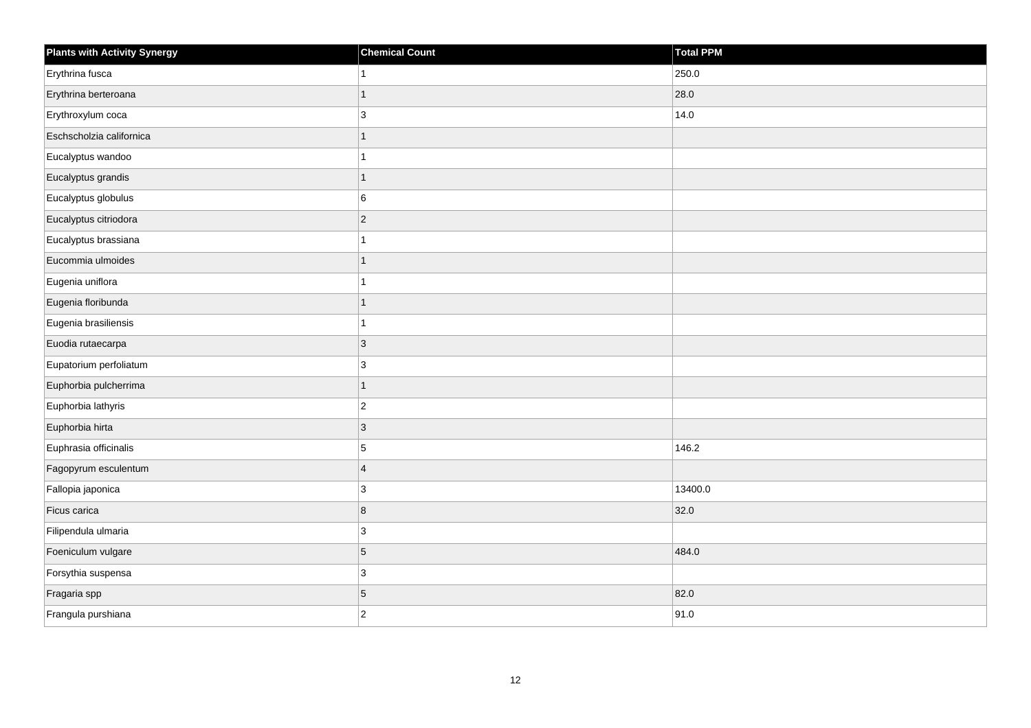| Plants with Activity Synergy | Chemical Count | Total PPM |
|---|---|---|
| Erythrina fusca | 1 | 250.0 |
| Erythrina berteroana | 1 | 28.0 |
| Erythroxylum coca | 3 | 14.0 |
| Eschscholzia californica | 1 | |
| Eucalyptus wandoo | 1 | |
| Eucalyptus grandis | 1 | |
| Eucalyptus globulus | 6 | |
| Eucalyptus citriodora | 2 | |
| Eucalyptus brassiana | 1 | |
| Eucommia ulmoides | 1 | |
| Eugenia uniflora | 1 | |
| Eugenia floribunda | 1 | |
| Eugenia brasiliensis | 1 | |
| Euodia rutaecarpa | 3 | |
| Eupatorium perfoliatum | 3 | |
| Euphorbia pulcherrima | 1 | |
| Euphorbia lathyris | 2 | |
| Euphorbia hirta | 3 | |
| Euphrasia officinalis | 5 | 146.2 |
| Fagopyrum esculentum | 4 | |
| Fallopia japonica | 3 | 13400.0 |
| Ficus carica | 8 | 32.0 |
| Filipendula ulmaria | 3 | |
| Foeniculum vulgare | 5 | 484.0 |
| Forsythia suspensa | 3 | |
| Fragaria spp | 5 | 82.0 |
| Frangula purshiana | 2 | 91.0 |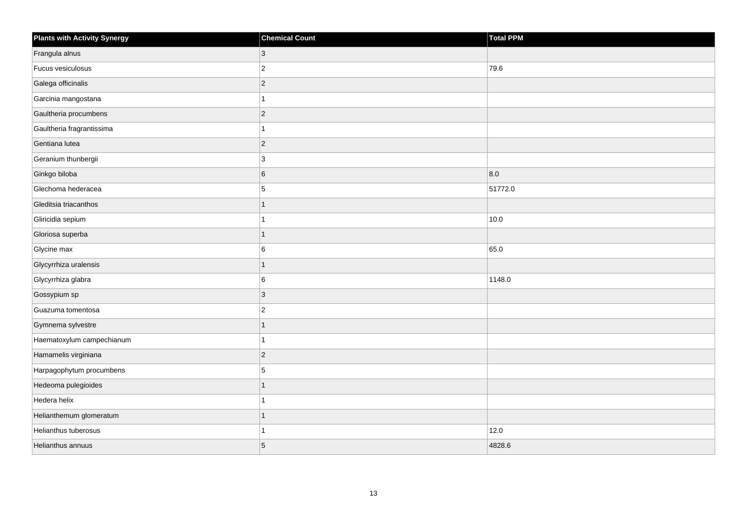| Plants with Activity Synergy | Chemical Count | Total PPM |
| --- | --- | --- |
| Frangula alnus | 3 | |
| Fucus vesiculosus | 2 | 79.6 |
| Galega officinalis | 2 | |
| Garcinia mangostana | 1 | |
| Gaultheria procumbens | 2 | |
| Gaultheria fragrantissima | 1 | |
| Gentiana lutea | 2 | |
| Geranium thunbergii | 3 | |
| Ginkgo biloba | 6 | 8.0 |
| Glechoma hederacea | 5 | 51772.0 |
| Gleditsia triacanthos | 1 | |
| Gliricidia sepium | 1 | 10.0 |
| Gloriosa superba | 1 | |
| Glycine max | 6 | 65.0 |
| Glycyrrhiza uralensis | 1 | |
| Glycyrrhiza glabra | 6 | 1148.0 |
| Gossypium sp | 3 | |
| Guazuma tomentosa | 2 | |
| Gymnema sylvestre | 1 | |
| Haematoxylum campechianum | 1 | |
| Hamamelis virginiana | 2 | |
| Harpagophytum procumbens | 5 | |
| Hedeoma pulegioides | 1 | |
| Hedera helix | 1 | |
| Helianthemum glomeratum | 1 | |
| Helianthus tuberosus | 1 | 12.0 |
| Helianthus annuus | 5 | 4828.6 |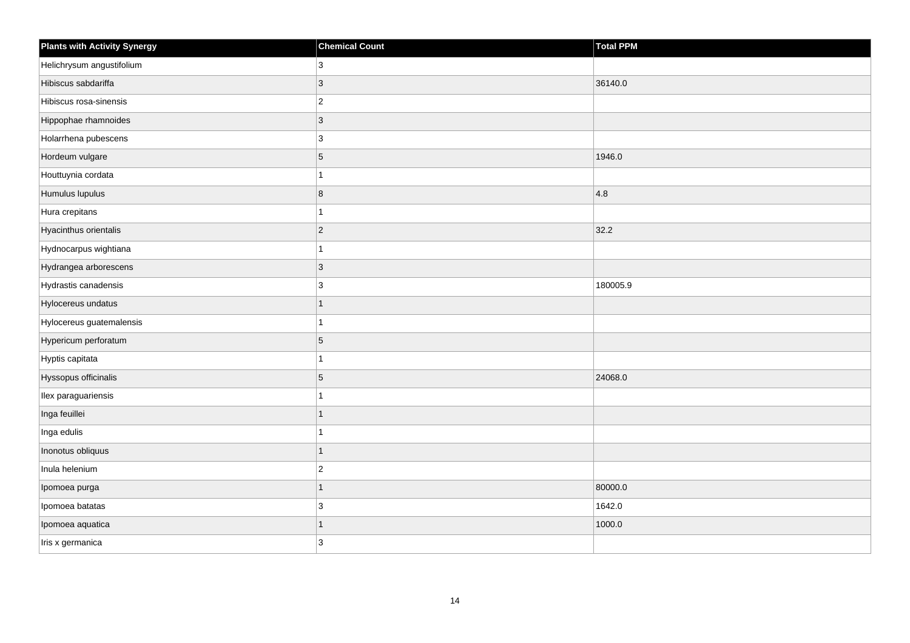| Plants with Activity Synergy | Chemical Count | Total PPM |
| --- | --- | --- |
| Helichrysum angustifolium | 3 | |
| Hibiscus sabdariffa | 3 | 36140.0 |
| Hibiscus rosa-sinensis | 2 | |
| Hippophae rhamnoides | 3 | |
| Holarrhena pubescens | 3 | |
| Hordeum vulgare | 5 | 1946.0 |
| Houttuynia cordata | 1 | |
| Humulus lupulus | 8 | 4.8 |
| Hura crepitans | 1 | |
| Hyacinthus orientalis | 2 | 32.2 |
| Hydnocarpus wightiana | 1 | |
| Hydrangea arborescens | 3 | |
| Hydrastis canadensis | 3 | 180005.9 |
| Hylocereus undatus | 1 | |
| Hylocereus guatemalensis | 1 | |
| Hypericum perforatum | 5 | |
| Hyptis capitata | 1 | |
| Hyssopus officinalis | 5 | 24068.0 |
| Ilex paraguariensis | 1 | |
| Inga feuillei | 1 | |
| Inga edulis | 1 | |
| Inonotus obliquus | 1 | |
| Inula helenium | 2 | |
| Ipomoea purga | 1 | 80000.0 |
| Ipomoea batatas | 3 | 1642.0 |
| Ipomoea aquatica | 1 | 1000.0 |
| Iris x germanica | 3 | |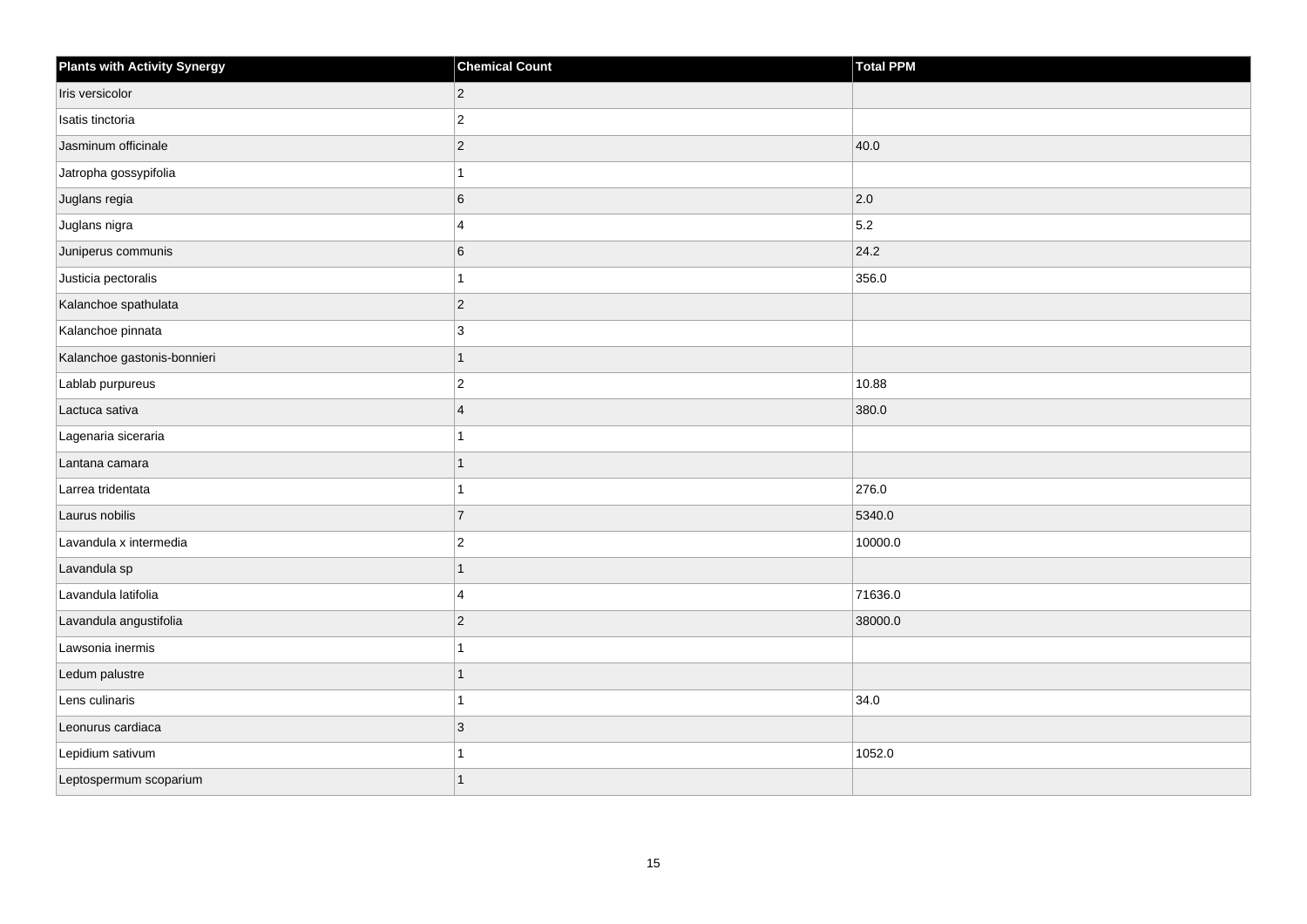| Plants with Activity Synergy | Chemical Count | Total PPM |
| --- | --- | --- |
| Iris versicolor | 2 | |
| Isatis tinctoria | 2 | |
| Jasminum officinale | 2 | 40.0 |
| Jatropha gossypifolia | 1 | |
| Juglans regia | 6 | 2.0 |
| Juglans nigra | 4 | 5.2 |
| Juniperus communis | 6 | 24.2 |
| Justicia pectoralis | 1 | 356.0 |
| Kalanchoe spathulata | 2 | |
| Kalanchoe pinnata | 3 | |
| Kalanchoe gastonis-bonnieri | 1 | |
| Lablab purpureus | 2 | 10.88 |
| Lactuca sativa | 4 | 380.0 |
| Lagenaria siceraria | 1 | |
| Lantana camara | 1 | |
| Larrea tridentata | 1 | 276.0 |
| Laurus nobilis | 7 | 5340.0 |
| Lavandula x intermedia | 2 | 10000.0 |
| Lavandula sp | 1 | |
| Lavandula latifolia | 4 | 71636.0 |
| Lavandula angustifolia | 2 | 38000.0 |
| Lawsonia inermis | 1 | |
| Ledum palustre | 1 | |
| Lens culinaris | 1 | 34.0 |
| Leonurus cardiaca | 3 | |
| Lepidium sativum | 1 | 1052.0 |
| Leptospermum scoparium | 1 | |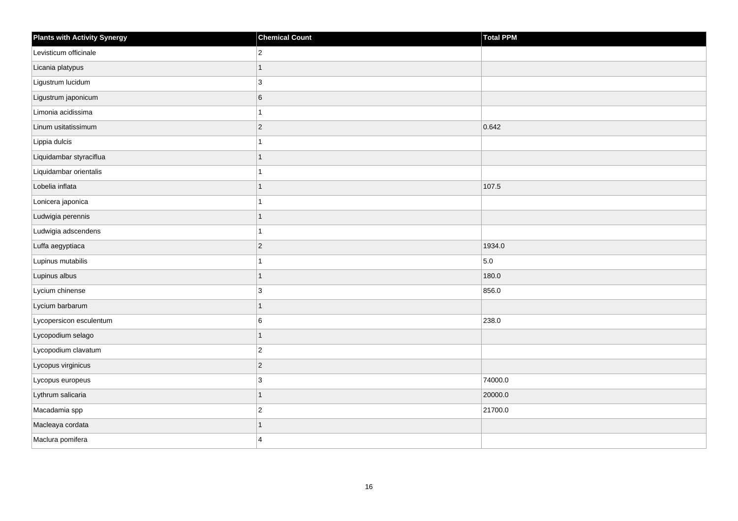| Plants with Activity Synergy | Chemical Count | Total PPM |
| --- | --- | --- |
| Levisticum officinale | 2 | |
| Licania platypus | 1 | |
| Ligustrum lucidum | 3 | |
| Ligustrum japonicum | 6 | |
| Limonia acidissima | 1 | |
| Linum usitatissimum | 2 | 0.642 |
| Lippia dulcis | 1 | |
| Liquidambar styraciflua | 1 | |
| Liquidambar orientalis | 1 | |
| Lobelia inflata | 1 | 107.5 |
| Lonicera japonica | 1 | |
| Ludwigia perennis | 1 | |
| Ludwigia adscendens | 1 | |
| Luffa aegyptiaca | 2 | 1934.0 |
| Lupinus mutabilis | 1 | 5.0 |
| Lupinus albus | 1 | 180.0 |
| Lycium chinense | 3 | 856.0 |
| Lycium barbarum | 1 | |
| Lycopersicon esculentum | 6 | 238.0 |
| Lycopodium selago | 1 | |
| Lycopodium clavatum | 2 | |
| Lycopus virginicus | 2 | |
| Lycopus europeus | 3 | 74000.0 |
| Lythrum salicaria | 1 | 20000.0 |
| Macadamia spp | 2 | 21700.0 |
| Macleaya cordata | 1 | |
| Maclura pomifera | 4 | |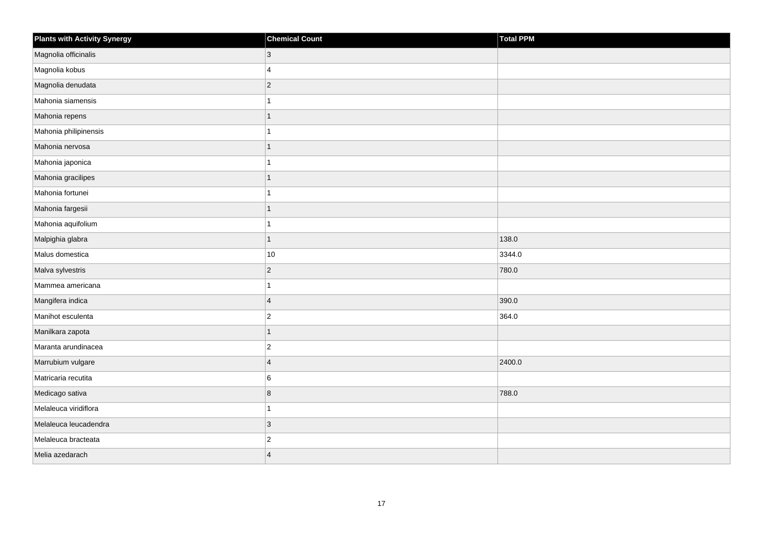| Plants with Activity Synergy | Chemical Count | Total PPM |
| --- | --- | --- |
| Magnolia officinalis | 3 | |
| Magnolia kobus | 4 | |
| Magnolia denudata | 2 | |
| Mahonia siamensis | 1 | |
| Mahonia repens | 1 | |
| Mahonia philipinensis | 1 | |
| Mahonia nervosa | 1 | |
| Mahonia japonica | 1 | |
| Mahonia gracilipes | 1 | |
| Mahonia fortunei | 1 | |
| Mahonia fargesii | 1 | |
| Mahonia aquifolium | 1 | |
| Malpighia glabra | 1 | 138.0 |
| Malus domestica | 10 | 3344.0 |
| Malva sylvestris | 2 | 780.0 |
| Mammea americana | 1 | |
| Mangifera indica | 4 | 390.0 |
| Manihot esculenta | 2 | 364.0 |
| Manilkara zapota | 1 | |
| Maranta arundinacea | 2 | |
| Marrubium vulgare | 4 | 2400.0 |
| Matricaria recutita | 6 | |
| Medicago sativa | 8 | 788.0 |
| Melaleuca viridiflora | 1 | |
| Melaleuca leucadendra | 3 | |
| Melaleuca bracteata | 2 | |
| Melia azedarach | 4 | |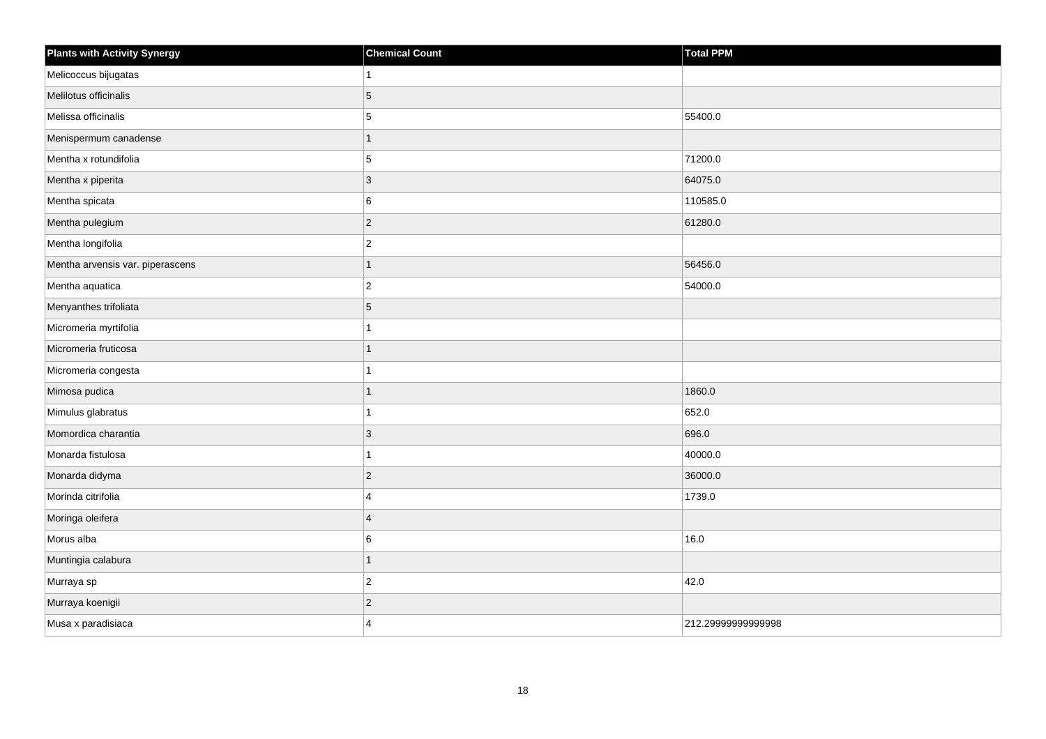| Plants with Activity Synergy | Chemical Count | Total PPM |
| --- | --- | --- |
| Melicoccus bijugatas | 1 | |
| Melilotus officinalis | 5 | |
| Melissa officinalis | 5 | 55400.0 |
| Menispermum canadense | 1 | |
| Mentha x rotundifolia | 5 | 71200.0 |
| Mentha x piperita | 3 | 64075.0 |
| Mentha spicata | 6 | 110585.0 |
| Mentha pulegium | 2 | 61280.0 |
| Mentha longifolia | 2 | |
| Mentha arvensis var. piperascens | 1 | 56456.0 |
| Mentha aquatica | 2 | 54000.0 |
| Menyanthes trifoliata | 5 | |
| Micromeria myrtifolia | 1 | |
| Micromeria fruticosa | 1 | |
| Micromeria congesta | 1 | |
| Mimosa pudica | 1 | 1860.0 |
| Mimulus glabratus | 1 | 652.0 |
| Momordica charantia | 3 | 696.0 |
| Monarda fistulosa | 1 | 40000.0 |
| Monarda didyma | 2 | 36000.0 |
| Morinda citrifolia | 4 | 1739.0 |
| Moringa oleifera | 4 | |
| Morus alba | 6 | 16.0 |
| Muntingia calabura | 1 | |
| Murraya sp | 2 | 42.0 |
| Murraya koenigii | 2 | |
| Musa x paradisiaca | 4 | 212.29999999999998 |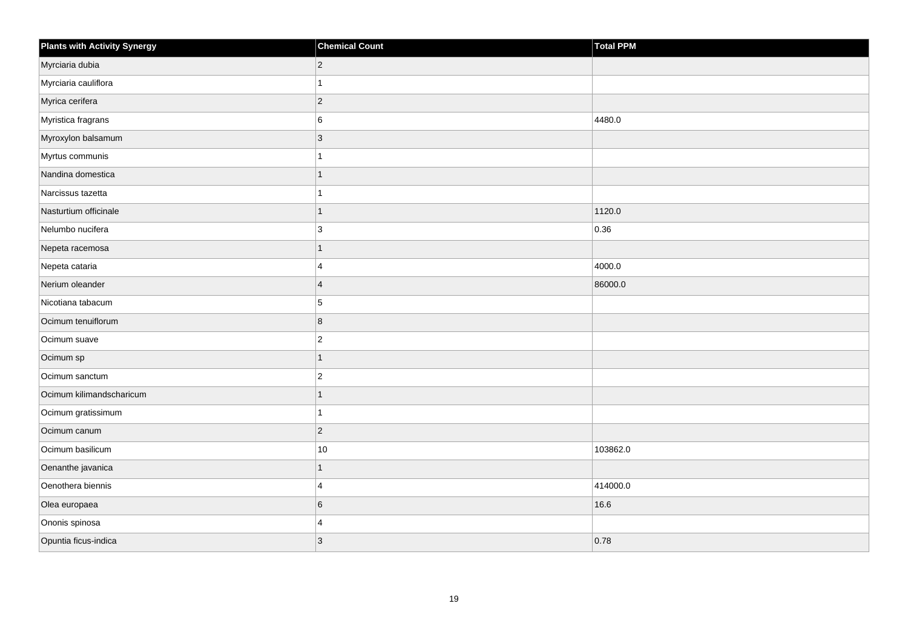| Plants with Activity Synergy | Chemical Count | Total PPM |
| --- | --- | --- |
| Myrciaria dubia | 2 | |
| Myrciaria cauliflora | 1 | |
| Myrica cerifera | 2 | |
| Myristica fragrans | 6 | 4480.0 |
| Myroxylon balsamum | 3 | |
| Myrtus communis | 1 | |
| Nandina domestica | 1 | |
| Narcissus tazetta | 1 | |
| Nasturtium officinale | 1 | 1120.0 |
| Nelumbo nucifera | 3 | 0.36 |
| Nepeta racemosa | 1 | |
| Nepeta cataria | 4 | 4000.0 |
| Nerium oleander | 4 | 86000.0 |
| Nicotiana tabacum | 5 | |
| Ocimum tenuiflorum | 8 | |
| Ocimum suave | 2 | |
| Ocimum sp | 1 | |
| Ocimum sanctum | 2 | |
| Ocimum kilimandscharicum | 1 | |
| Ocimum gratissimum | 1 | |
| Ocimum canum | 2 | |
| Ocimum basilicum | 10 | 103862.0 |
| Oenanthe javanica | 1 | |
| Oenothera biennis | 4 | 414000.0 |
| Olea europaea | 6 | 16.6 |
| Ononis spinosa | 4 | |
| Opuntia ficus-indica | 3 | 0.78 |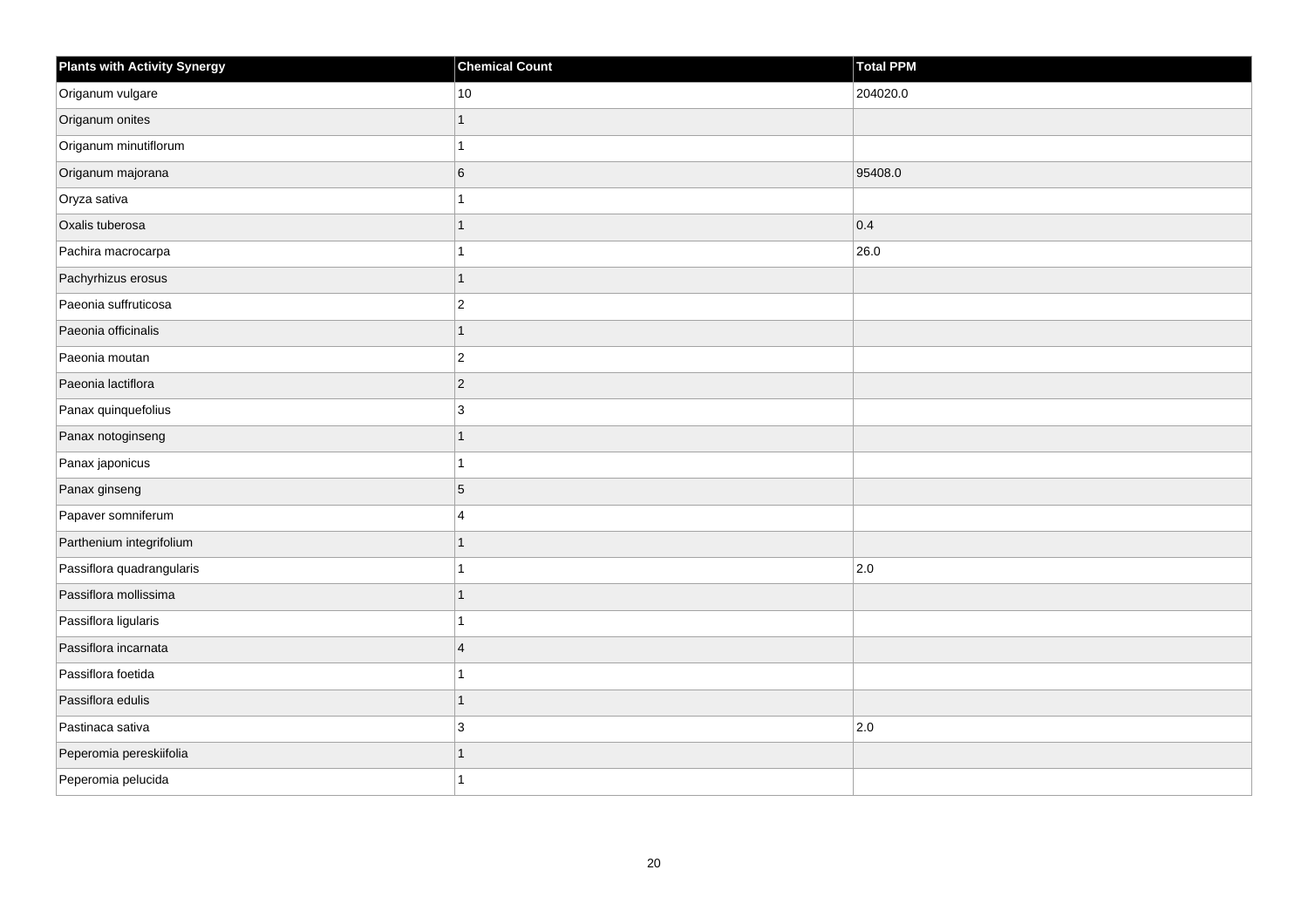| Plants with Activity Synergy | Chemical Count | Total PPM |
| --- | --- | --- |
| Origanum vulgare | 10 | 204020.0 |
| Origanum onites | 1 | |
| Origanum minutiflorum | 1 | |
| Origanum majorana | 6 | 95408.0 |
| Oryza sativa | 1 | |
| Oxalis tuberosa | 1 | 0.4 |
| Pachira macrocarpa | 1 | 26.0 |
| Pachyrhizus erosus | 1 | |
| Paeonia suffruticosa | 2 | |
| Paeonia officinalis | 1 | |
| Paeonia moutan | 2 | |
| Paeonia lactiflora | 2 | |
| Panax quinquefolius | 3 | |
| Panax notoginseng | 1 | |
| Panax japonicus | 1 | |
| Panax ginseng | 5 | |
| Papaver somniferum | 4 | |
| Parthenium integrifolium | 1 | |
| Passiflora quadrangularis | 1 | 2.0 |
| Passiflora mollissima | 1 | |
| Passiflora ligularis | 1 | |
| Passiflora incarnata | 4 | |
| Passiflora foetida | 1 | |
| Passiflora edulis | 1 | |
| Pastinaca sativa | 3 | 2.0 |
| Peperomia pereskiifolia | 1 | |
| Peperomia pelucida | 1 | |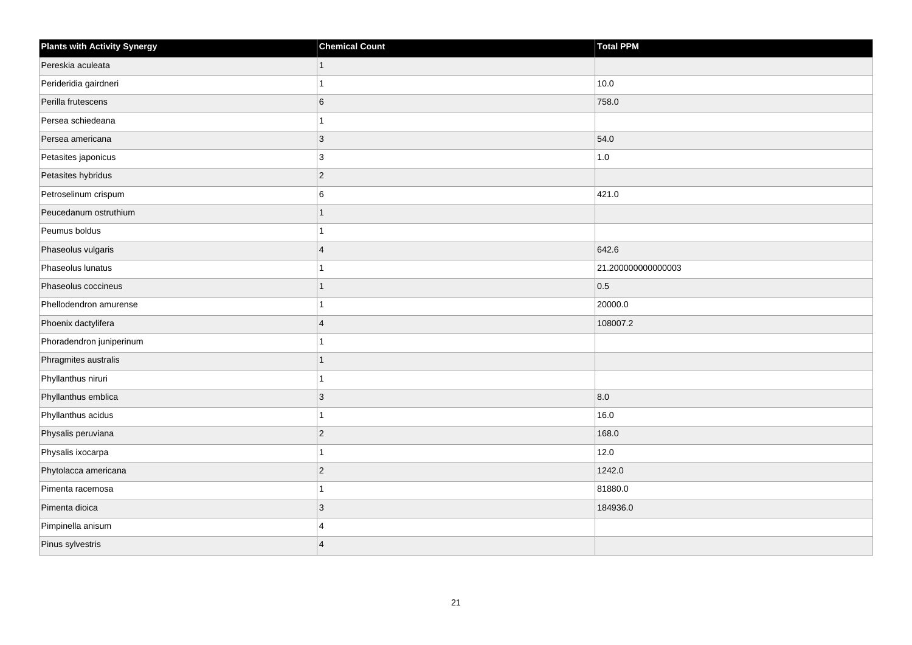| Plants with Activity Synergy | Chemical Count | Total PPM |
| --- | --- | --- |
| Pereskia aculeata | 1 | |
| Perideridia gairdneri | 1 | 10.0 |
| Perilla frutescens | 6 | 758.0 |
| Persea schiedeana | 1 | |
| Persea americana | 3 | 54.0 |
| Petasites japonicus | 3 | 1.0 |
| Petasites hybridus | 2 | |
| Petroselinum crispum | 6 | 421.0 |
| Peucedanum ostruthium | 1 | |
| Peumus boldus | 1 | |
| Phaseolus vulgaris | 4 | 642.6 |
| Phaseolus lunatus | 1 | 21.200000000000003 |
| Phaseolus coccineus | 1 | 0.5 |
| Phellodendron amurense | 1 | 20000.0 |
| Phoenix dactylifera | 4 | 108007.2 |
| Phoradendron juniperinum | 1 | |
| Phragmites australis | 1 | |
| Phyllanthus niruri | 1 | |
| Phyllanthus emblica | 3 | 8.0 |
| Phyllanthus acidus | 1 | 16.0 |
| Physalis peruviana | 2 | 168.0 |
| Physalis ixocarpa | 1 | 12.0 |
| Phytolacca americana | 2 | 1242.0 |
| Pimenta racemosa | 1 | 81880.0 |
| Pimenta dioica | 3 | 184936.0 |
| Pimpinella anisum | 4 | |
| Pinus sylvestris | 4 | |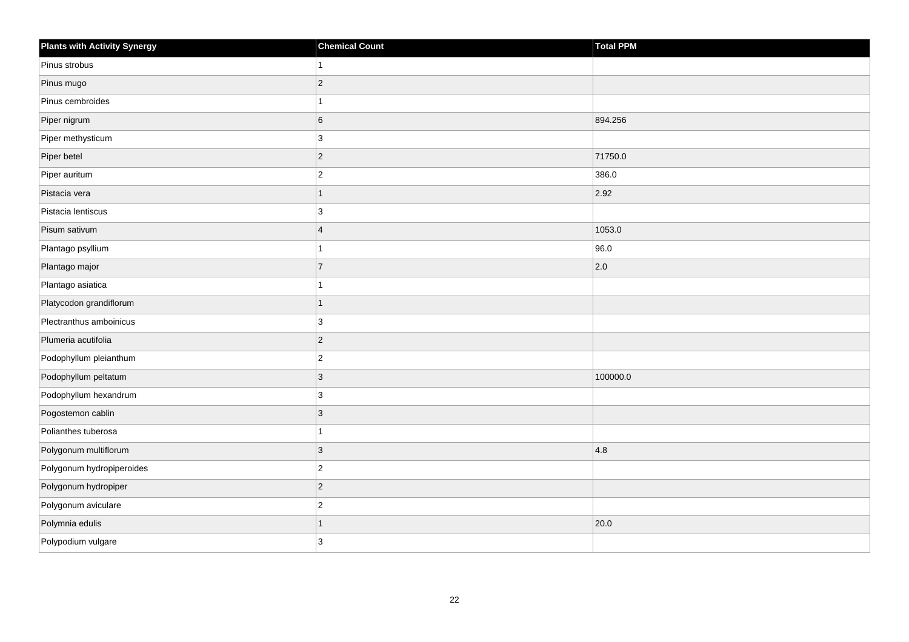| Plants with Activity Synergy | Chemical Count | Total PPM |
|---|---|---|
| Pinus strobus | 1 | |
| Pinus mugo | 2 | |
| Pinus cembroides | 1 | |
| Piper nigrum | 6 | 894.256 |
| Piper methysticum | 3 | |
| Piper betel | 2 | 71750.0 |
| Piper auritum | 2 | 386.0 |
| Pistacia vera | 1 | 2.92 |
| Pistacia lentiscus | 3 | |
| Pisum sativum | 4 | 1053.0 |
| Plantago psyllium | 1 | 96.0 |
| Plantago major | 7 | 2.0 |
| Plantago asiatica | 1 | |
| Platycodon grandiflorum | 1 | |
| Plectranthus amboinicus | 3 | |
| Plumeria acutifolia | 2 | |
| Podophyllum pleianthum | 2 | |
| Podophyllum peltatum | 3 | 100000.0 |
| Podophyllum hexandrum | 3 | |
| Pogostemon cablin | 3 | |
| Polianthes tuberosa | 1 | |
| Polygonum multiflorum | 3 | 4.8 |
| Polygonum hydropiperoides | 2 | |
| Polygonum hydropiper | 2 | |
| Polygonum aviculare | 2 | |
| Polymnia edulis | 1 | 20.0 |
| Polypodium vulgare | 3 | |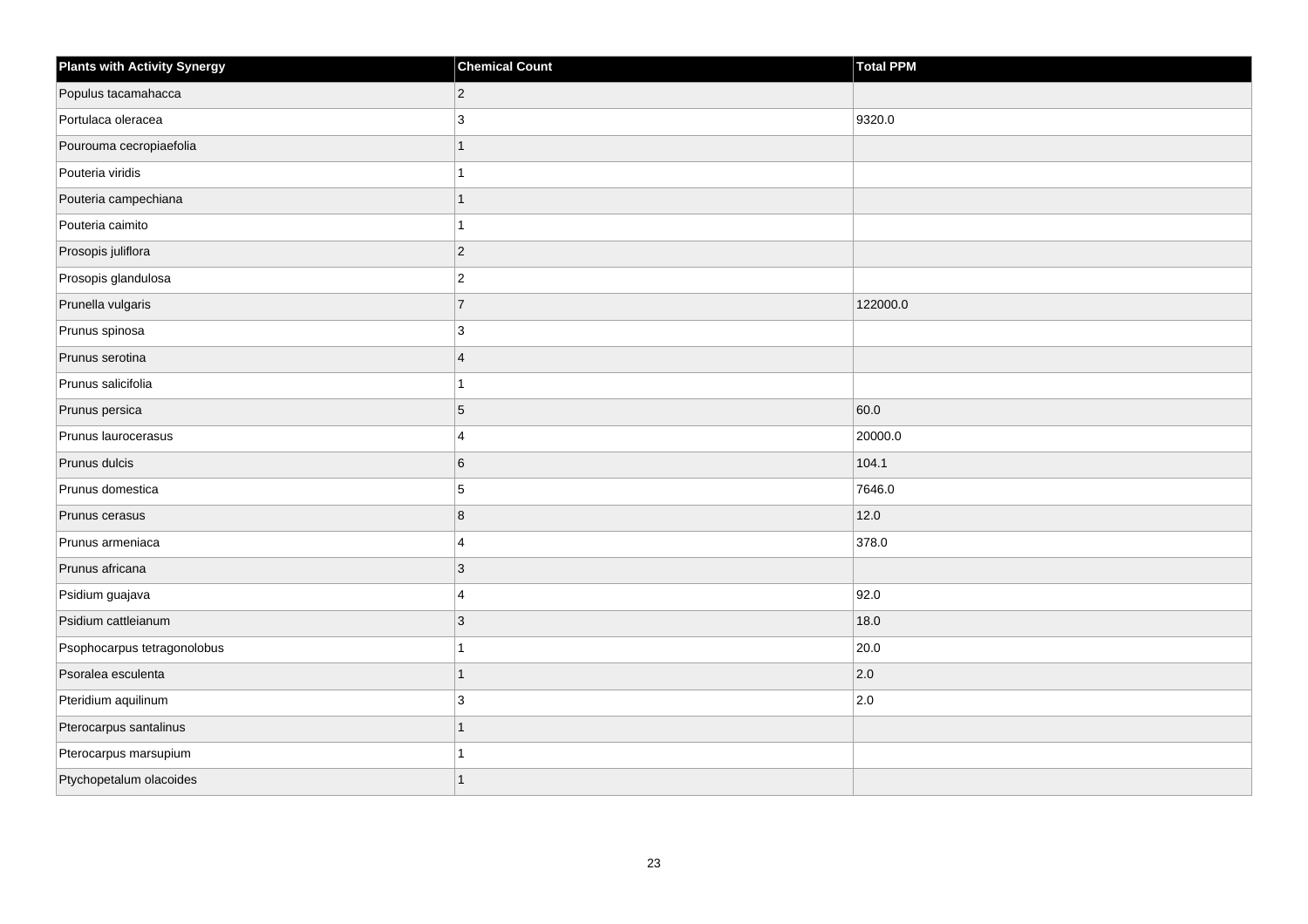| Plants with Activity Synergy | Chemical Count | Total PPM |
| --- | --- | --- |
| Populus tacamahacca | 2 | |
| Portulaca oleracea | 3 | 9320.0 |
| Pourouma cecropiaefolia | 1 | |
| Pouteria viridis | 1 | |
| Pouteria campechiana | 1 | |
| Pouteria caimito | 1 | |
| Prosopis juliflora | 2 | |
| Prosopis glandulosa | 2 | |
| Prunella vulgaris | 7 | 122000.0 |
| Prunus spinosa | 3 | |
| Prunus serotina | 4 | |
| Prunus salicifolia | 1 | |
| Prunus persica | 5 | 60.0 |
| Prunus laurocerasus | 4 | 20000.0 |
| Prunus dulcis | 6 | 104.1 |
| Prunus domestica | 5 | 7646.0 |
| Prunus cerasus | 8 | 12.0 |
| Prunus armeniaca | 4 | 378.0 |
| Prunus africana | 3 | |
| Psidium guajava | 4 | 92.0 |
| Psidium cattleianum | 3 | 18.0 |
| Psophocarpus tetragonolobus | 1 | 20.0 |
| Psoralea esculenta | 1 | 2.0 |
| Pteridium aquilinum | 3 | 2.0 |
| Pterocarpus santalinus | 1 | |
| Pterocarpus marsupium | 1 | |
| Ptychopetalum olacoides | 1 | |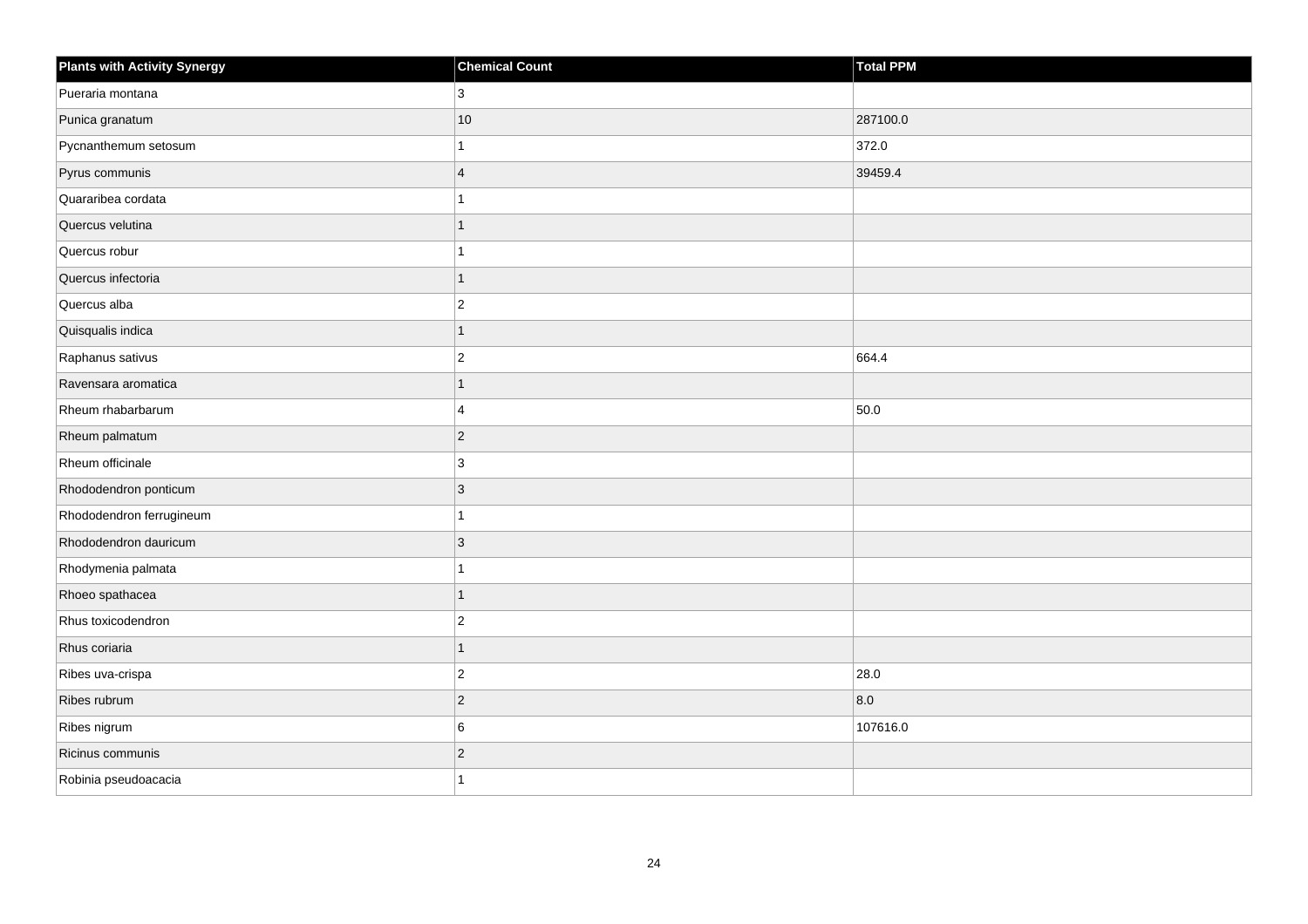| Plants with Activity Synergy | Chemical Count | Total PPM |
|---|---|---|
| Pueraria montana | 3 | |
| Punica granatum | 10 | 287100.0 |
| Pycnanthemum setosum | 1 | 372.0 |
| Pyrus communis | 4 | 39459.4 |
| Quararibea cordata | 1 | |
| Quercus velutina | 1 | |
| Quercus robur | 1 | |
| Quercus infectoria | 1 | |
| Quercus alba | 2 | |
| Quisqualis indica | 1 | |
| Raphanus sativus | 2 | 664.4 |
| Ravensara aromatica | 1 | |
| Rheum rhabarbarum | 4 | 50.0 |
| Rheum palmatum | 2 | |
| Rheum officinale | 3 | |
| Rhododendron ponticum | 3 | |
| Rhododendron ferrugineum | 1 | |
| Rhododendron dauricum | 3 | |
| Rhodymenia palmata | 1 | |
| Rhoeo spathacea | 1 | |
| Rhus toxicodendron | 2 | |
| Rhus coriaria | 1 | |
| Ribes uva-crispa | 2 | 28.0 |
| Ribes rubrum | 2 | 8.0 |
| Ribes nigrum | 6 | 107616.0 |
| Ricinus communis | 2 | |
| Robinia pseudoacacia | 1 | |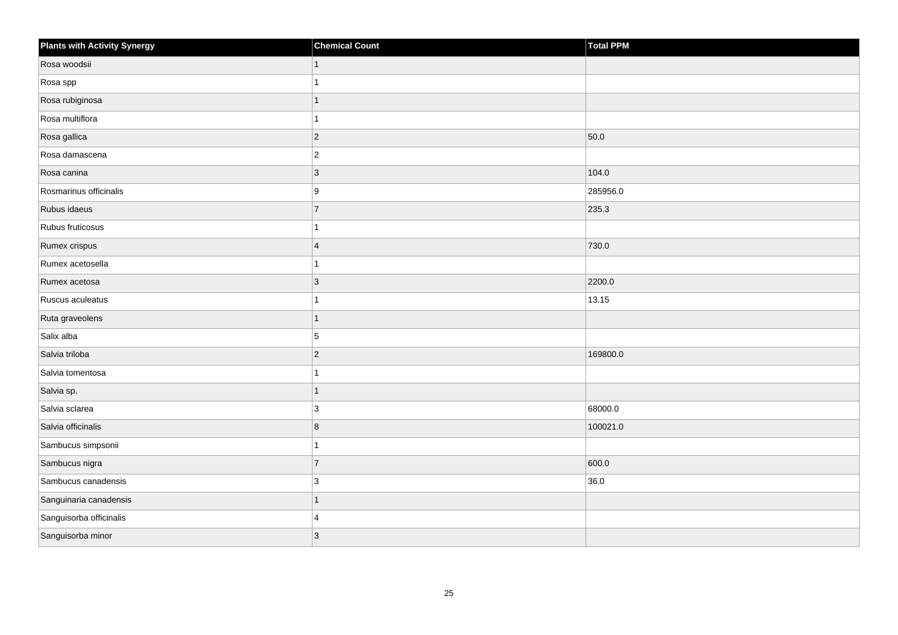| Plants with Activity Synergy | Chemical Count | Total PPM |
| --- | --- | --- |
| Rosa woodsii | 1 | |
| Rosa spp | 1 | |
| Rosa rubiginosa | 1 | |
| Rosa multiflora | 1 | |
| Rosa gallica | 2 | 50.0 |
| Rosa damascena | 2 | |
| Rosa canina | 3 | 104.0 |
| Rosmarinus officinalis | 9 | 285956.0 |
| Rubus idaeus | 7 | 235.3 |
| Rubus fruticosus | 1 | |
| Rumex crispus | 4 | 730.0 |
| Rumex acetosella | 1 | |
| Rumex acetosa | 3 | 2200.0 |
| Ruscus aculeatus | 1 | 13.15 |
| Ruta graveolens | 1 | |
| Salix alba | 5 | |
| Salvia triloba | 2 | 169800.0 |
| Salvia tomentosa | 1 | |
| Salvia sp. | 1 | |
| Salvia sclarea | 3 | 68000.0 |
| Salvia officinalis | 8 | 100021.0 |
| Sambucus simpsonii | 1 | |
| Sambucus nigra | 7 | 600.0 |
| Sambucus canadensis | 3 | 36.0 |
| Sanguinaria canadensis | 1 | |
| Sanguisorba officinalis | 4 | |
| Sanguisorba minor | 3 | |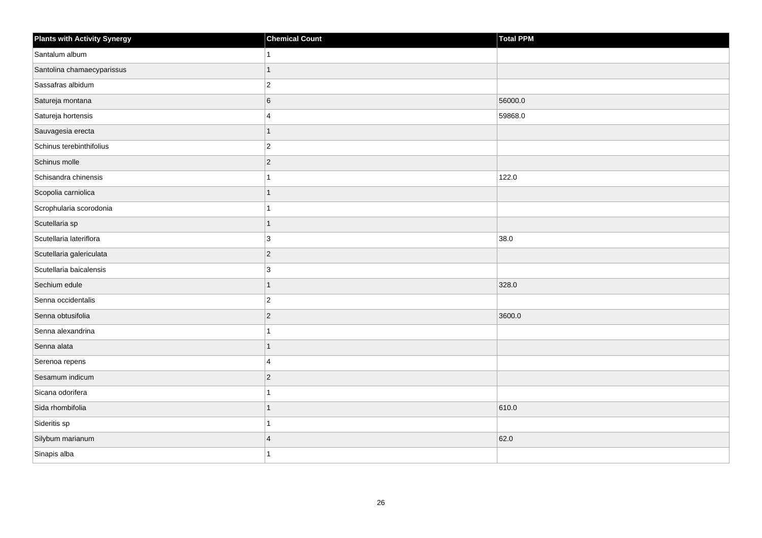| Plants with Activity Synergy | Chemical Count | Total PPM |
| --- | --- | --- |
| Santalum album | 1 | |
| Santolina chamaecyparissus | 1 | |
| Sassafras albidum | 2 | |
| Satureja montana | 6 | 56000.0 |
| Satureja hortensis | 4 | 59868.0 |
| Sauvagesia erecta | 1 | |
| Schinus terebinthifolius | 2 | |
| Schinus molle | 2 | |
| Schisandra chinensis | 1 | 122.0 |
| Scopolia carniolica | 1 | |
| Scrophularia scorodonia | 1 | |
| Scutellaria sp | 1 | |
| Scutellaria lateriflora | 3 | 38.0 |
| Scutellaria galericulata | 2 | |
| Scutellaria baicalensis | 3 | |
| Sechium edule | 1 | 328.0 |
| Senna occidentalis | 2 | |
| Senna obtusifolia | 2 | 3600.0 |
| Senna alexandrina | 1 | |
| Senna alata | 1 | |
| Serenoa repens | 4 | |
| Sesamum indicum | 2 | |
| Sicana odorifera | 1 | |
| Sida rhombifolia | 1 | 610.0 |
| Sideritis sp | 1 | |
| Silybum marianum | 4 | 62.0 |
| Sinapis alba | 1 | |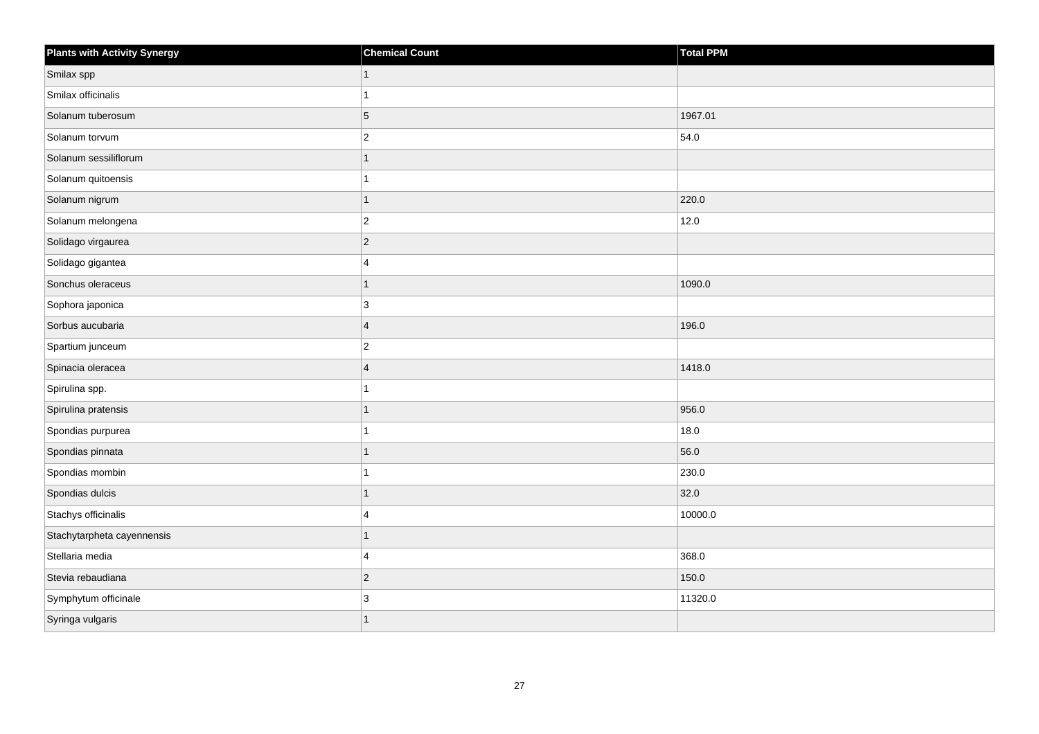| Plants with Activity Synergy | Chemical Count | Total PPM |
| --- | --- | --- |
| Smilax spp | 1 | |
| Smilax officinalis | 1 | |
| Solanum tuberosum | 5 | 1967.01 |
| Solanum torvum | 2 | 54.0 |
| Solanum sessiliflorum | 1 | |
| Solanum quitoensis | 1 | |
| Solanum nigrum | 1 | 220.0 |
| Solanum melongena | 2 | 12.0 |
| Solidago virgaurea | 2 | |
| Solidago gigantea | 4 | |
| Sonchus oleraceus | 1 | 1090.0 |
| Sophora japonica | 3 | |
| Sorbus aucubaria | 4 | 196.0 |
| Spartium junceum | 2 | |
| Spinacia oleracea | 4 | 1418.0 |
| Spirulina spp. | 1 | |
| Spirulina pratensis | 1 | 956.0 |
| Spondias purpurea | 1 | 18.0 |
| Spondias pinnata | 1 | 56.0 |
| Spondias mombin | 1 | 230.0 |
| Spondias dulcis | 1 | 32.0 |
| Stachys officinalis | 4 | 10000.0 |
| Stachytarpheta cayennensis | 1 | |
| Stellaria media | 4 | 368.0 |
| Stevia rebaudiana | 2 | 150.0 |
| Symphytum officinale | 3 | 11320.0 |
| Syringa vulgaris | 1 | |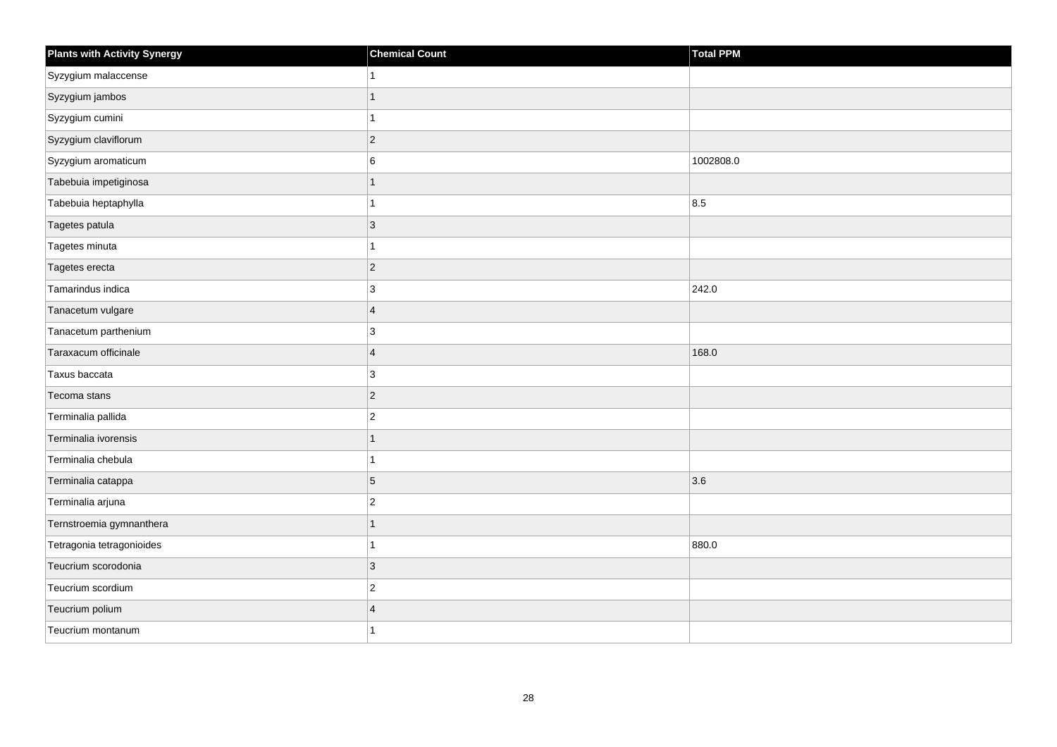| Plants with Activity Synergy | Chemical Count | Total PPM |
|---|---|---|
| Syzygium malaccense | 1 | |
| Syzygium jambos | 1 | |
| Syzygium cumini | 1 | |
| Syzygium claviflorum | 2 | |
| Syzygium aromaticum | 6 | 1002808.0 |
| Tabebuia impetiginosa | 1 | |
| Tabebuia heptaphylla | 1 | 8.5 |
| Tagetes patula | 3 | |
| Tagetes minuta | 1 | |
| Tagetes erecta | 2 | |
| Tamarindus indica | 3 | 242.0 |
| Tanacetum vulgare | 4 | |
| Tanacetum parthenium | 3 | |
| Taraxacum officinale | 4 | 168.0 |
| Taxus baccata | 3 | |
| Tecoma stans | 2 | |
| Terminalia pallida | 2 | |
| Terminalia ivorensis | 1 | |
| Terminalia chebula | 1 | |
| Terminalia catappa | 5 | 3.6 |
| Terminalia arjuna | 2 | |
| Ternstroemia gymnanthera | 1 | |
| Tetragonia tetragonioides | 1 | 880.0 |
| Teucrium scorodonia | 3 | |
| Teucrium scordium | 2 | |
| Teucrium polium | 4 | |
| Teucrium montanum | 1 | |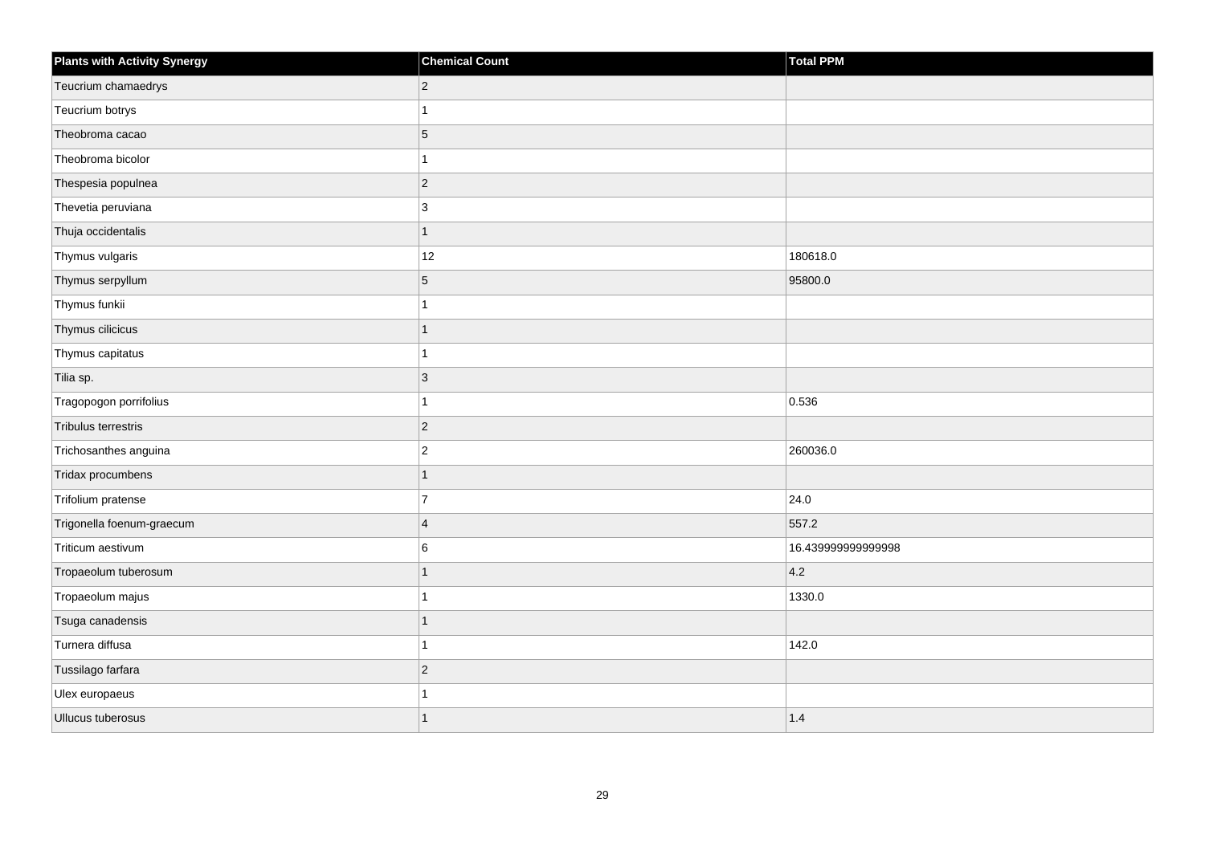| Plants with Activity Synergy | Chemical Count | Total PPM |
| --- | --- | --- |
| Teucrium chamaedrys | 2 | |
| Teucrium botrys | 1 | |
| Theobroma cacao | 5 | |
| Theobroma bicolor | 1 | |
| Thespesia populnea | 2 | |
| Thevetia peruviana | 3 | |
| Thuja occidentalis | 1 | |
| Thymus vulgaris | 12 | 180618.0 |
| Thymus serpyllum | 5 | 95800.0 |
| Thymus funkii | 1 | |
| Thymus cilicicus | 1 | |
| Thymus capitatus | 1 | |
| Tilia sp. | 3 | |
| Tragopogon porrifolius | 1 | 0.536 |
| Tribulus terrestris | 2 | |
| Trichosanthes anguina | 2 | 260036.0 |
| Tridax procumbens | 1 | |
| Trifolium pratense | 7 | 24.0 |
| Trigonella foenum-graecum | 4 | 557.2 |
| Triticum aestivum | 6 | 16.439999999999998 |
| Tropaeolum tuberosum | 1 | 4.2 |
| Tropaeolum majus | 1 | 1330.0 |
| Tsuga canadensis | 1 | |
| Turnera diffusa | 1 | 142.0 |
| Tussilago farfara | 2 | |
| Ulex europaeus | 1 | |
| Ullucus tuberosus | 1 | 1.4 |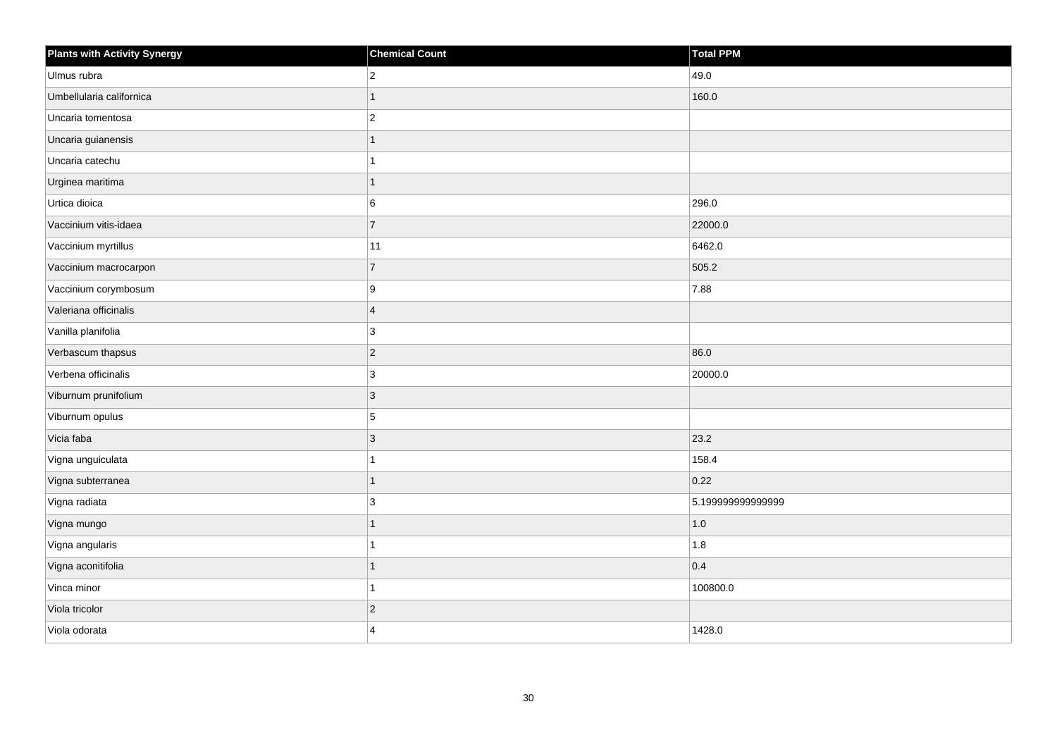| Plants with Activity Synergy | Chemical Count | Total PPM |
| --- | --- | --- |
| Ulmus rubra | 2 | 49.0 |
| Umbellularia californica | 1 | 160.0 |
| Uncaria tomentosa | 2 | |
| Uncaria guianensis | 1 | |
| Uncaria catechu | 1 | |
| Urginea maritima | 1 | |
| Urtica dioica | 6 | 296.0 |
| Vaccinium vitis-idaea | 7 | 22000.0 |
| Vaccinium myrtillus | 11 | 6462.0 |
| Vaccinium macrocarpon | 7 | 505.2 |
| Vaccinium corymbosum | 9 | 7.88 |
| Valeriana officinalis | 4 | |
| Vanilla planifolia | 3 | |
| Verbascum thapsus | 2 | 86.0 |
| Verbena officinalis | 3 | 20000.0 |
| Viburnum prunifolium | 3 | |
| Viburnum opulus | 5 | |
| Vicia faba | 3 | 23.2 |
| Vigna unguiculata | 1 | 158.4 |
| Vigna subterranea | 1 | 0.22 |
| Vigna radiata | 3 | 5.199999999999999 |
| Vigna mungo | 1 | 1.0 |
| Vigna angularis | 1 | 1.8 |
| Vigna aconitifolia | 1 | 0.4 |
| Vinca minor | 1 | 100800.0 |
| Viola tricolor | 2 | |
| Viola odorata | 4 | 1428.0 |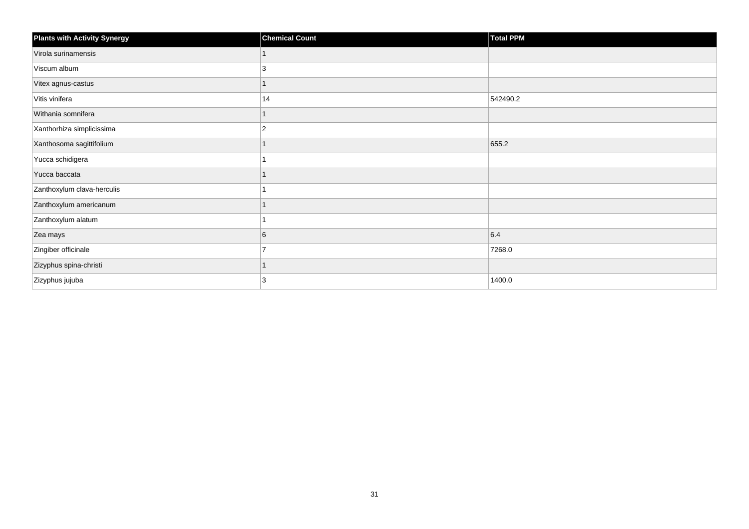| Plants with Activity Synergy | Chemical Count | Total PPM |
| --- | --- | --- |
| Virola surinamensis | 1 | |
| Viscum album | 3 | |
| Vitex agnus-castus | 1 | |
| Vitis vinifera | 14 | 542490.2 |
| Withania somnifera | 1 | |
| Xanthorhiza simplicissima | 2 | |
| Xanthosoma sagittifolium | 1 | 655.2 |
| Yucca schidigera | 1 | |
| Yucca baccata | 1 | |
| Zanthoxylum clava-herculis | 1 | |
| Zanthoxylum americanum | 1 | |
| Zanthoxylum alatum | 1 | |
| Zea mays | 6 | 6.4 |
| Zingiber officinale | 7 | 7268.0 |
| Zizyphus spina-christi | 1 | |
| Zizyphus jujuba | 3 | 1400.0 |